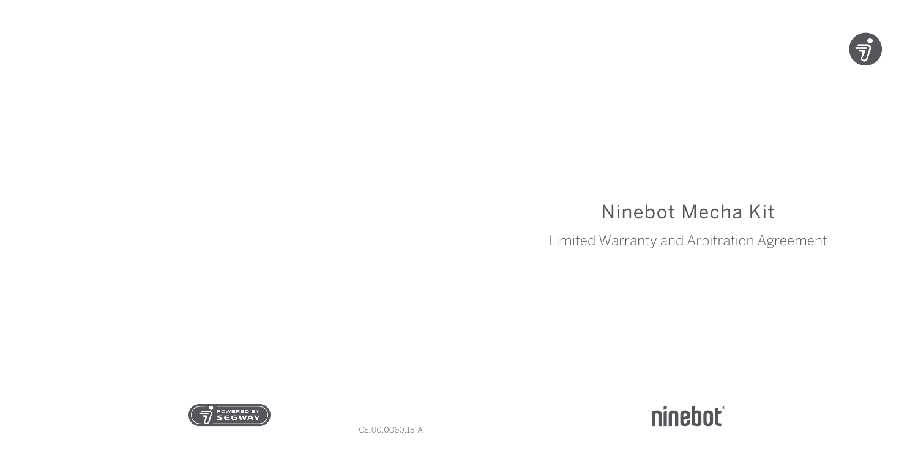# Ninebot Mecha Kit

Limited Warranty and Arbitration Agreement

POWERED BY SEGWAY

CE.00.0060.15-A

ninebot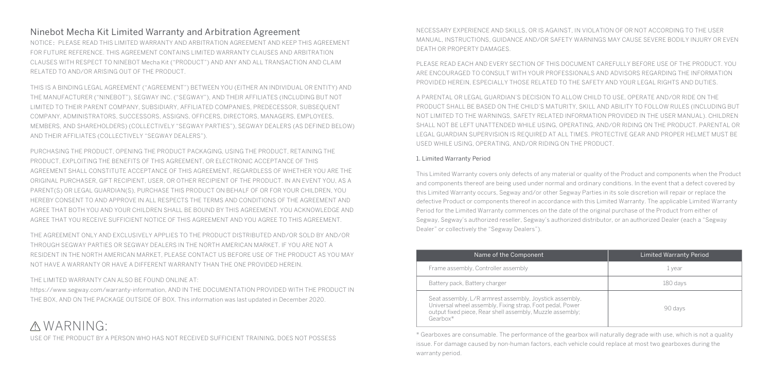# Ninebot Mecha Kit Limited Warranty and Arbitration Agreement

NOTICE：PLEASE READ THIS LIMITED WARRANTY AND ARBITRATION AGREEMENT AND KEEP THIS AGREEMENT FOR FUTURE REFERENCE. THIS AGREEMENT CONTAINS LIMITED WARRANTY CLAUSES AND ARBITRATION CLAUSES WITH RESPECT TO NINEBOT Mecha Kit ("PRODUCT") AND ANY AND ALL TRANSACTION AND CLAIM RELATED TO AND/OR ARISING OUT OF THE PRODUCT.

THIS IS A BINDING LEGAL AGREEMENT ("AGREEMENT") BETWEEN YOU (EITHER AN INDIVIDUAL OR ENTITY) AND THE MANUFACTURER ("NINEBOT"), SEGWAY INC. ("SEGWAY"), AND THEIR AFFILIATES (INCLUDING BUT NOT LIMITED TO THEIR PARENT COMPANY, SUBSIDIARY, AFFILIATED COMPANIES, PREDECESSOR, SUBSEQUENT COMPANY, ADMINISTRATORS, SUCCESSORS, ASSIGNS, OFFICERS, DIRECTORS, MANAGERS, EMPLOYEES, MEMBERS, AND SHAREHOLDERS) (COLLECTIVELY "SEGWAY PARTIES"), SEGWAY DEALERS (AS DEFINED BELOW) AND THEIR AFFILIATES (COLLECTIVELY "SEGWAY DEALERS").

PURCHASING THE PRODUCT, OPENING THE PRODUCT PACKAGING, USING THE PRODUCT, RETAINING THE PRODUCT, EXPLOITING THE BENEFITS OF THIS AGREEMENT, OR ELECTRONIC ACCEPTANCE OF THIS AGREEMENT SHALL CONSTITUTE ACCEPTANCE OF THIS AGREEMENT, REGARDLESS OF WHETHER YOU ARE THE ORIGINAL PURCHASER, GIFT RECIPIENT, USER, OR OTHER RECIPIENT OF THE PRODUCT. IN AN EVENT YOU, AS A PARENT(S) OR LEGAL GUARDIAN(S), PURCHASE THIS PRODUCT ON BEHALF OF OR FOR YOUR CHILDREN, YOU HEREBY CONSENT TO AND APPROVE IN ALL RESPECTS THE TERMS AND CONDITIONS OF THE AGREEMENT AND AGREE THAT BOTH YOU AND YOUR CHILDREN SHALL BE BOUND BY THIS AGREEMENT. YOU ACKNOWLEDGE AND AGREE THAT YOU RECEIVE SUFFICIENT NOTICE OF THIS AGREEMENT AND YOU AGREE TO THIS AGREEMENT.

THE AGREEMENT ONLY AND EXCLUSIVELY APPLIES TO THE PRODUCT DISTRIBUTED AND/OR SOLD BY AND/OR THROUGH SEGWAY PARTIES OR SEGWAY DEALERS IN THE NORTH AMERICAN MARKET. IF YOU ARE NOT A RESIDENT IN THE NORTH AMERICAN MARKET, PLEASE CONTACT US BEFORE USE OF THE PRODUCT AS YOU MAY NOT HAVE A WARRANTY OR HAVE A DIFFERENT WARRANTY THAN THE ONE PROVIDED HEREIN.

THE LIMITED WARRANTY CAN ALSO BE FOUND ONLINE AT:
https://www.segway.com/warranty-information, AND IN THE DOCUMENTATION PROVIDED WITH THE PRODUCT IN THE BOX, AND ON THE PACKAGE OUTSIDE OF BOX. This information was last updated in December 2020.

# ⚠ WARNING:

USE OF THE PRODUCT BY A PERSON WHO HAS NOT RECEIVED SUFFICIENT TRAINING, DOES NOT POSSESS NECESSARY EXPERIENCE AND SKILLS, OR IS AGAINST, IN VIOLATION OF OR NOT ACCORDING TO THE USER MANUAL, INSTRUCTIONS, GUIDANCE AND/OR SAFETY WARNINGS MAY CAUSE SEVERE BODILY INJURY OR EVEN DEATH OR PROPERTY DAMAGES.

PLEASE READ EACH AND EVERY SECTION OF THIS DOCUMENT CAREFULLY BEFORE USE OF THE PRODUCT. YOU ARE ENCOURAGED TO CONSULT WITH YOUR PROFESSIONALS AND ADVISORS REGARDING THE INFORMATION PROVIDED HEREIN, ESPECIALLY THOSE RELATED TO THE SAFETY AND YOUR LEGAL RIGHTS AND DUTIES.

A PARENTAL OR LEGAL GUARDIAN'S DECISION TO ALLOW CHILD TO USE, OPERATE AND/OR RIDE ON THE PRODUCT SHALL BE BASED ON THE CHILD'S MATURITY, SKILL AND ABILITY TO FOLLOW RULES (INCLUDING BUT NOT LIMITED TO THE WARNINGS, SAFETY RELATED INFORMATION PROVIDED IN THE USER MANUAL). CHILDREN SHALL NOT BE LEFT UNATTENDED WHILE USING, OPERATING, AND/OR RIDING ON THE PRODUCT. PARENTAL OR LEGAL GUARDIAN SUPERVISION IS REQUIRED AT ALL TIMES. PROTECTIVE GEAR AND PROPER HELMET MUST BE USED WHILE USING, OPERATING, AND/OR RIDING ON THE PRODUCT.

## 1. Limited Warranty Period

This Limited Warranty covers only defects of any material or quality of the Product and components when the Product and components thereof are being used under normal and ordinary conditions. In the event that a defect covered by this Limited Warranty occurs, Segway and/or other Segway Parties in its sole discretion will repair or replace the defective Product or components thereof in accordance with this Limited Warranty. The applicable Limited Warranty Period for the Limited Warranty commences on the date of the original purchase of the Product from either of Segway, Segway's authorized reseller, Segway's authorized distributor, or an authorized Dealer (each a "Segway Dealer" or collectively the "Segway Dealers").

| Name of the Component | Limited Warranty Period |
|---|---|
| Frame assembly, Controller assembly | 1 year |
| Battery pack, Battery charger | 180 days |
| Seat assembly, L/R armrest assembly, Joystick assembly, Universal wheel assembly, Fixing strap, Foot pedal, Power output fixed piece, Rear shell assembly, Muzzle assembly; Gearbox* | 90 days |

* Gearboxes are consumable. The performance of the gearbox will naturally degrade with use, which is not a quality issue. For damage caused by non-human factors, each vehicle could replace at most two gearboxes during the warranty period.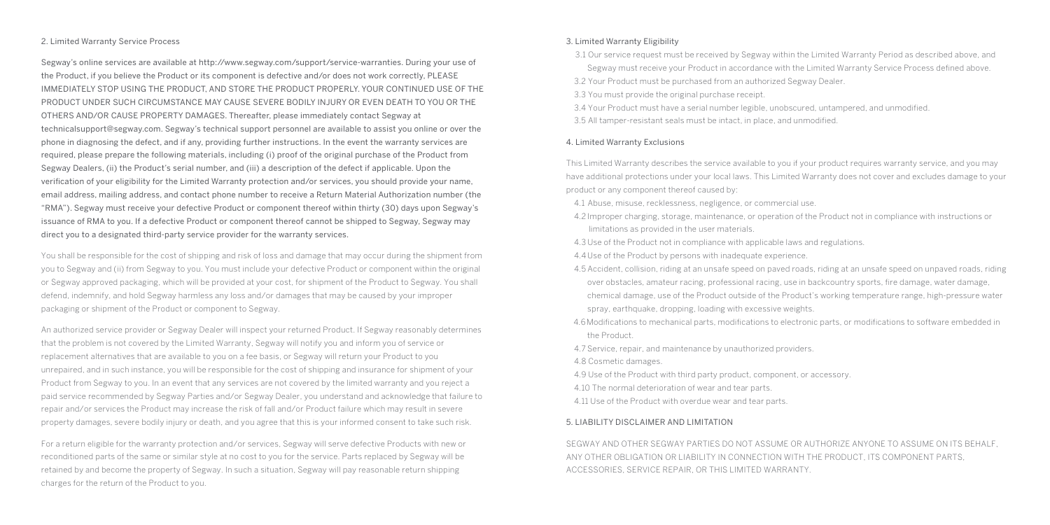## 2. Limited Warranty Service Process

Segway's online services are available at http://www.segway.com/support/service-warranties. During your use of the Product, if you believe the Product or its component is defective and/or does not work correctly, PLEASE IMMEDIATELY STOP USING THE PRODUCT, AND STORE THE PRODUCT PROPERLY. YOUR CONTINUED USE OF THE PRODUCT UNDER SUCH CIRCUMSTANCE MAY CAUSE SEVERE BODILY INJURY OR EVEN DEATH TO YOU OR THE OTHERS AND/OR CAUSE PROPERTY DAMAGES. Thereafter, please immediately contact Segway at technicalsupport@segway.com. Segway's technical support personnel are available to assist you online or over the phone in diagnosing the defect, and if any, providing further instructions. In the event the warranty services are required, please prepare the following materials, including (i) proof of the original purchase of the Product from Segway Dealers, (ii) the Product's serial number, and (iii) a description of the defect if applicable. Upon the verification of your eligibility for the Limited Warranty protection and/or services, you should provide your name, email address, mailing address, and contact phone number to receive a Return Material Authorization number (the "RMA"). Segway must receive your defective Product or component thereof within thirty (30) days upon Segway's issuance of RMA to you. If a defective Product or component thereof cannot be shipped to Segway, Segway may direct you to a designated third-party service provider for the warranty services.

You shall be responsible for the cost of shipping and risk of loss and damage that may occur during the shipment from you to Segway and (ii) from Segway to you. You must include your defective Product or component within the original or Segway approved packaging, which will be provided at your cost, for shipment of the Product to Segway. You shall defend, indemnify, and hold Segway harmless any loss and/or damages that may be caused by your improper packaging or shipment of the Product or component to Segway.

An authorized service provider or Segway Dealer will inspect your returned Product. If Segway reasonably determines that the problem is not covered by the Limited Warranty, Segway will notify you and inform you of service or replacement alternatives that are available to you on a fee basis, or Segway will return your Product to you unrepaired, and in such instance, you will be responsible for the cost of shipping and insurance for shipment of your Product from Segway to you. In an event that any services are not covered by the limited warranty and you reject a paid service recommended by Segway Parties and/or Segway Dealer, you understand and acknowledge that failure to repair and/or services the Product may increase the risk of fall and/or Product failure which may result in severe property damages, severe bodily injury or death, and you agree that this is your informed consent to take such risk.

For a return eligible for the warranty protection and/or services, Segway will serve defective Products with new or reconditioned parts of the same or similar style at no cost to you for the service. Parts replaced by Segway will be retained by and become the property of Segway. In such a situation, Segway will pay reasonable return shipping charges for the return of the Product to you.

## 3. Limited Warranty Eligibility

3.1 Our service request must be received by Segway within the Limited Warranty Period as described above, and Segway must receive your Product in accordance with the Limited Warranty Service Process defined above.

3.2 Your Product must be purchased from an authorized Segway Dealer.

3.3 You must provide the original purchase receipt.

3.4 Your Product must have a serial number legible, unobscured, untampered, and unmodified.

3.5 All tamper-resistant seals must be intact, in place, and unmodified.

## 4. Limited Warranty Exclusions

This Limited Warranty describes the service available to you if your product requires warranty service, and you may have additional protections under your local laws. This Limited Warranty does not cover and excludes damage to your product or any component thereof caused by:

4.1 Abuse, misuse, recklessness, negligence, or commercial use.

4.2 Improper charging, storage, maintenance, or operation of the Product not in compliance with instructions or limitations as provided in the user materials.

4.3 Use of the Product not in compliance with applicable laws and regulations.

4.4 Use of the Product by persons with inadequate experience.

4.5 Accident, collision, riding at an unsafe speed on paved roads, riding at an unsafe speed on unpaved roads, riding over obstacles, amateur racing, professional racing, use in backcountry sports, fire damage, water damage, chemical damage, use of the Product outside of the Product's working temperature range, high-pressure water spray, earthquake, dropping, loading with excessive weights.

4.6 Modifications to mechanical parts, modifications to electronic parts, or modifications to software embedded in the Product.

4.7 Service, repair, and maintenance by unauthorized providers.

4.8 Cosmetic damages.

4.9 Use of the Product with third party product, component, or accessory.

4.10 The normal deterioration of wear and tear parts.

4.11 Use of the Product with overdue wear and tear parts.

## 5. LIABILITY DISCLAIMER AND LIMITATION

SEGWAY AND OTHER SEGWAY PARTIES DO NOT ASSUME OR AUTHORIZE ANYONE TO ASSUME ON ITS BEHALF, ANY OTHER OBLIGATION OR LIABILITY IN CONNECTION WITH THE PRODUCT, ITS COMPONENT PARTS, ACCESSORIES, SERVICE REPAIR, OR THIS LIMITED WARRANTY.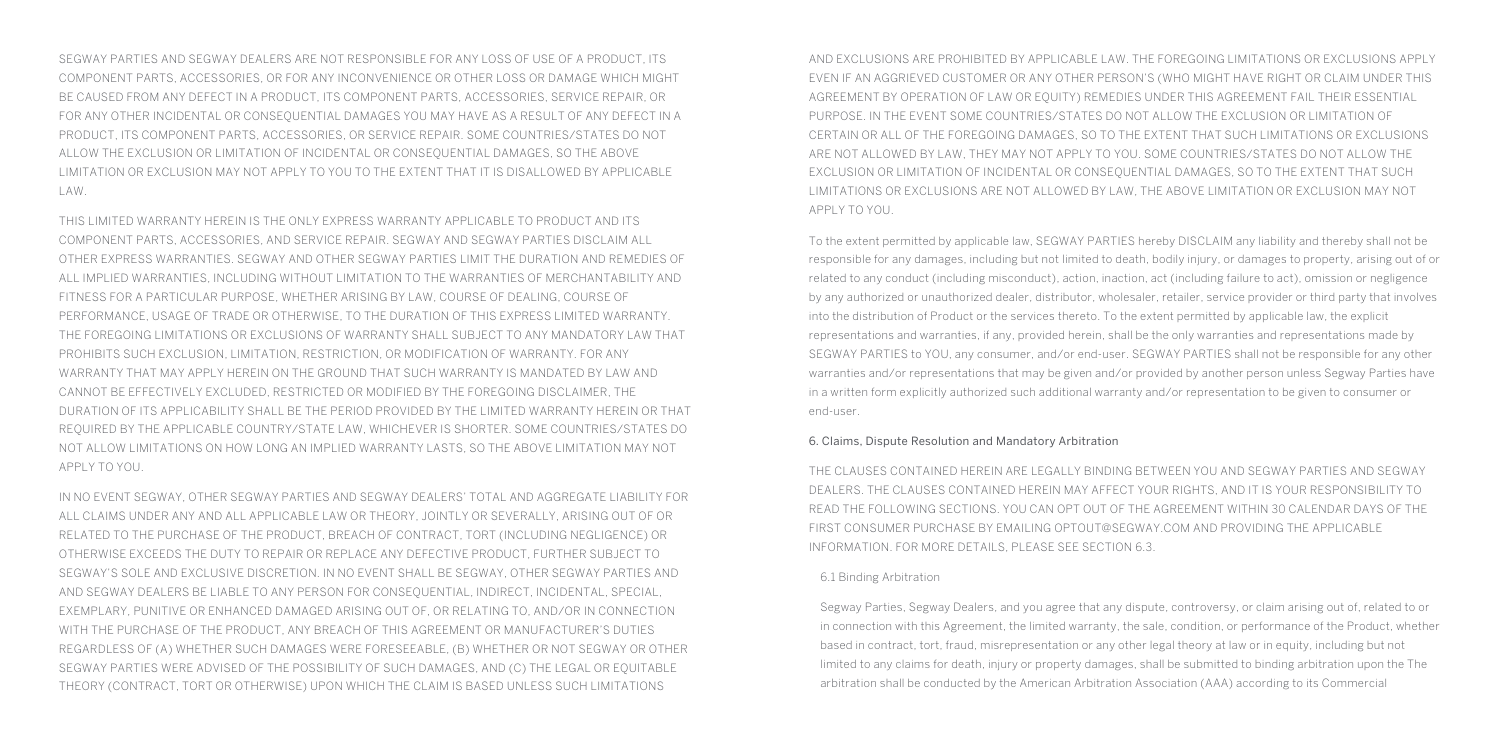SEGWAY PARTIES AND SEGWAY DEALERS ARE NOT RESPONSIBLE FOR ANY LOSS OF USE OF A PRODUCT, ITS COMPONENT PARTS, ACCESSORIES, OR FOR ANY INCONVENIENCE OR OTHER LOSS OR DAMAGE WHICH MIGHT BE CAUSED FROM ANY DEFECT IN A PRODUCT, ITS COMPONENT PARTS, ACCESSORIES, SERVICE REPAIR, OR FOR ANY OTHER INCIDENTAL OR CONSEQUENTIAL DAMAGES YOU MAY HAVE AS A RESULT OF ANY DEFECT IN A PRODUCT, ITS COMPONENT PARTS, ACCESSORIES, OR SERVICE REPAIR. SOME COUNTRIES/STATES DO NOT ALLOW THE EXCLUSION OR LIMITATION OF INCIDENTAL OR CONSEQUENTIAL DAMAGES, SO THE ABOVE LIMITATION OR EXCLUSION MAY NOT APPLY TO YOU TO THE EXTENT THAT IT IS DISALLOWED BY APPLICABLE LAW.

THIS LIMITED WARRANTY HEREIN IS THE ONLY EXPRESS WARRANTY APPLICABLE TO PRODUCT AND ITS COMPONENT PARTS, ACCESSORIES, AND SERVICE REPAIR. SEGWAY AND SEGWAY PARTIES DISCLAIM ALL OTHER EXPRESS WARRANTIES. SEGWAY AND OTHER SEGWAY PARTIES LIMIT THE DURATION AND REMEDIES OF ALL IMPLIED WARRANTIES, INCLUDING WITHOUT LIMITATION TO THE WARRANTIES OF MERCHANTABILITY AND FITNESS FOR A PARTICULAR PURPOSE, WHETHER ARISING BY LAW, COURSE OF DEALING, COURSE OF PERFORMANCE, USAGE OF TRADE OR OTHERWISE, TO THE DURATION OF THIS EXPRESS LIMITED WARRANTY. THE FOREGOING LIMITATIONS OR EXCLUSIONS OF WARRANTY SHALL SUBJECT TO ANY MANDATORY LAW THAT PROHIBITS SUCH EXCLUSION, LIMITATION, RESTRICTION, OR MODIFICATION OF WARRANTY. FOR ANY WARRANTY THAT MAY APPLY HEREIN ON THE GROUND THAT SUCH WARRANTY IS MANDATED BY LAW AND CANNOT BE EFFECTIVELY EXCLUDED, RESTRICTED OR MODIFIED BY THE FOREGOING DISCLAIMER, THE DURATION OF ITS APPLICABILITY SHALL BE THE PERIOD PROVIDED BY THE LIMITED WARRANTY HEREIN OR THAT REQUIRED BY THE APPLICABLE COUNTRY/STATE LAW, WHICHEVER IS SHORTER. SOME COUNTRIES/STATES DO NOT ALLOW LIMITATIONS ON HOW LONG AN IMPLIED WARRANTY LASTS, SO THE ABOVE LIMITATION MAY NOT APPLY TO YOU.

IN NO EVENT SEGWAY, OTHER SEGWAY PARTIES AND SEGWAY DEALERS' TOTAL AND AGGREGATE LIABILITY FOR ALL CLAIMS UNDER ANY AND ALL APPLICABLE LAW OR THEORY, JOINTLY OR SEVERALLY, ARISING OUT OF OR RELATED TO THE PURCHASE OF THE PRODUCT, BREACH OF CONTRACT, TORT (INCLUDING NEGLIGENCE) OR OTHERWISE EXCEEDS THE DUTY TO REPAIR OR REPLACE ANY DEFECTIVE PRODUCT, FURTHER SUBJECT TO SEGWAY'S SOLE AND EXCLUSIVE DISCRETION. IN NO EVENT SHALL BE SEGWAY, OTHER SEGWAY PARTIES AND AND SEGWAY DEALERS BE LIABLE TO ANY PERSON FOR CONSEQUENTIAL, INDIRECT, INCIDENTAL, SPECIAL, EXEMPLARY, PUNITIVE OR ENHANCED DAMAGED ARISING OUT OF, OR RELATING TO, AND/OR IN CONNECTION WITH THE PURCHASE OF THE PRODUCT, ANY BREACH OF THIS AGREEMENT OR MANUFACTURER'S DUTIES REGARDLESS OF (A) WHETHER SUCH DAMAGES WERE FORESEEABLE, (B) WHETHER OR NOT SEGWAY OR OTHER SEGWAY PARTIES WERE ADVISED OF THE POSSIBILITY OF SUCH DAMAGES, AND (C) THE LEGAL OR EQUITABLE THEORY (CONTRACT, TORT OR OTHERWISE) UPON WHICH THE CLAIM IS BASED UNLESS SUCH LIMITATIONS AND EXCLUSIONS ARE PROHIBITED BY APPLICABLE LAW. THE FOREGOING LIMITATIONS OR EXCLUSIONS APPLY EVEN IF AN AGGRIEVED CUSTOMER OR ANY OTHER PERSON'S (WHO MIGHT HAVE RIGHT OR CLAIM UNDER THIS AGREEMENT BY OPERATION OF LAW OR EQUITY) REMEDIES UNDER THIS AGREEMENT FAIL THEIR ESSENTIAL PURPOSE. IN THE EVENT SOME COUNTRIES/STATES DO NOT ALLOW THE EXCLUSION OR LIMITATION OF CERTAIN OR ALL OF THE FOREGOING DAMAGES, SO TO THE EXTENT THAT SUCH LIMITATIONS OR EXCLUSIONS ARE NOT ALLOWED BY LAW, THEY MAY NOT APPLY TO YOU. SOME COUNTRIES/STATES DO NOT ALLOW THE EXCLUSION OR LIMITATION OF INCIDENTAL OR CONSEQUENTIAL DAMAGES, SO TO THE EXTENT THAT SUCH LIMITATIONS OR EXCLUSIONS ARE NOT ALLOWED BY LAW, THE ABOVE LIMITATION OR EXCLUSION MAY NOT APPLY TO YOU.

To the extent permitted by applicable law, SEGWAY PARTIES hereby DISCLAIM any liability and thereby shall not be responsible for any damages, including but not limited to death, bodily injury, or damages to property, arising out of or related to any conduct (including misconduct), action, inaction, act (including failure to act), omission or negligence by any authorized or unauthorized dealer, distributor, wholesaler, retailer, service provider or third party that involves into the distribution of Product or the services thereto. To the extent permitted by applicable law, the explicit representations and warranties, if any, provided herein, shall be the only warranties and representations made by SEGWAY PARTIES to YOU, any consumer, and/or end-user. SEGWAY PARTIES shall not be responsible for any other warranties and/or representations that may be given and/or provided by another person unless Segway Parties have in a written form explicitly authorized such additional warranty and/or representation to be given to consumer or end-user.

## 6. Claims, Dispute Resolution and Mandatory Arbitration

THE CLAUSES CONTAINED HEREIN ARE LEGALLY BINDING BETWEEN YOU AND SEGWAY PARTIES AND SEGWAY DEALERS. THE CLAUSES CONTAINED HEREIN MAY AFFECT YOUR RIGHTS, AND IT IS YOUR RESPONSIBILITY TO READ THE FOLLOWING SECTIONS. YOU CAN OPT OUT OF THE AGREEMENT WITHIN 30 CALENDAR DAYS OF THE FIRST CONSUMER PURCHASE BY EMAILING OPTOUT@SEGWAY.COM AND PROVIDING THE APPLICABLE INFORMATION. FOR MORE DETAILS, PLEASE SEE SECTION 6.3.

### 6.1 Binding Arbitration

Segway Parties, Segway Dealers, and you agree that any dispute, controversy, or claim arising out of, related to or in connection with this Agreement, the limited warranty, the sale, condition, or performance of the Product, whether based in contract, tort, fraud, misrepresentation or any other legal theory at law or in equity, including but not limited to any claims for death, injury or property damages, shall be submitted to binding arbitration upon the The arbitration shall be conducted by the American Arbitration Association (AAA) according to its Commercial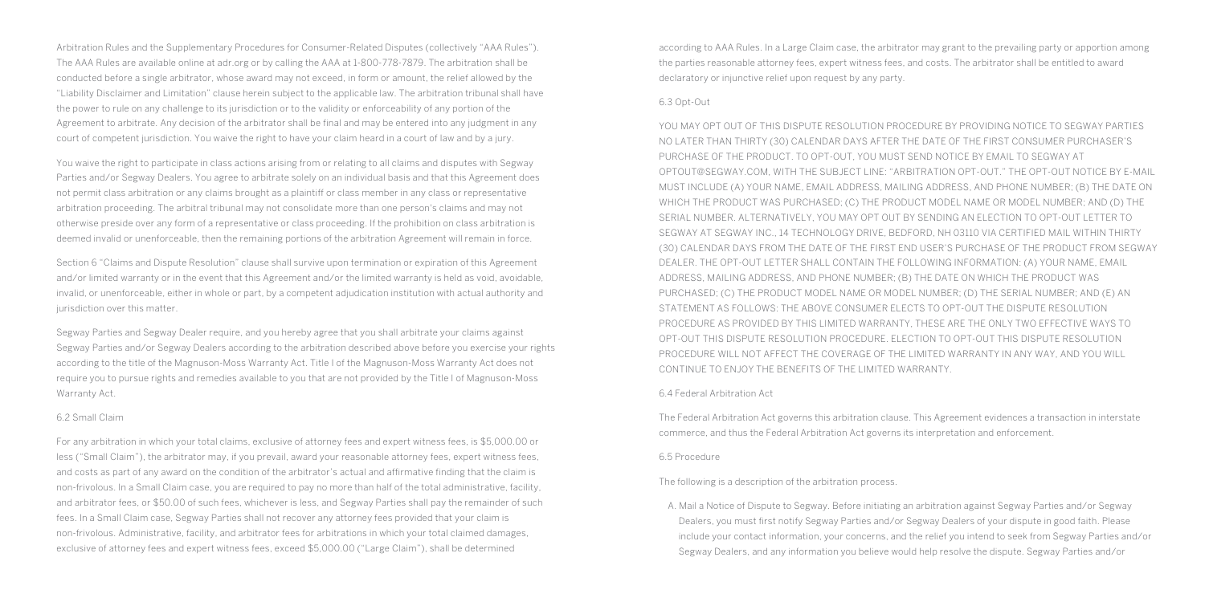Arbitration Rules and the Supplementary Procedures for Consumer-Related Disputes (collectively "AAA Rules"). The AAA Rules are available online at adr.org or by calling the AAA at 1-800-778-7879. The arbitration shall be conducted before a single arbitrator, whose award may not exceed, in form or amount, the relief allowed by the "Liability Disclaimer and Limitation" clause herein subject to the applicable law. The arbitration tribunal shall have the power to rule on any challenge to its jurisdiction or to the validity or enforceability of any portion of the Agreement to arbitrate. Any decision of the arbitrator shall be final and may be entered into any judgment in any court of competent jurisdiction. You waive the right to have your claim heard in a court of law and by a jury.

You waive the right to participate in class actions arising from or relating to all claims and disputes with Segway Parties and/or Segway Dealers. You agree to arbitrate solely on an individual basis and that this Agreement does not permit class arbitration or any claims brought as a plaintiff or class member in any class or representative arbitration proceeding. The arbitral tribunal may not consolidate more than one person's claims and may not otherwise preside over any form of a representative or class proceeding. If the prohibition on class arbitration is deemed invalid or unenforceable, then the remaining portions of the arbitration Agreement will remain in force.

Section 6 "Claims and Dispute Resolution" clause shall survive upon termination or expiration of this Agreement and/or limited warranty or in the event that this Agreement and/or the limited warranty is held as void, avoidable, invalid, or unenforceable, either in whole or part, by a competent adjudication institution with actual authority and jurisdiction over this matter.

Segway Parties and Segway Dealer require, and you hereby agree that you shall arbitrate your claims against Segway Parties and/or Segway Dealers according to the arbitration described above before you exercise your rights according to the title of the Magnuson-Moss Warranty Act. Title I of the Magnuson-Moss Warranty Act does not require you to pursue rights and remedies available to you that are not provided by the Title I of Magnuson-Moss Warranty Act.

6.2 Small Claim

For any arbitration in which your total claims, exclusive of attorney fees and expert witness fees, is $5,000.00 or less ("Small Claim"), the arbitrator may, if you prevail, award your reasonable attorney fees, expert witness fees, and costs as part of any award on the condition of the arbitrator's actual and affirmative finding that the claim is non-frivolous. In a Small Claim case, you are required to pay no more than half of the total administrative, facility, and arbitrator fees, or $50.00 of such fees, whichever is less, and Segway Parties shall pay the remainder of such fees. In a Small Claim case, Segway Parties shall not recover any attorney fees provided that your claim is non-frivolous. Administrative, facility, and arbitrator fees for arbitrations in which your total claimed damages, exclusive of attorney fees and expert witness fees, exceed $5,000.00 ("Large Claim"), shall be determined according to AAA Rules. In a Large Claim case, the arbitrator may grant to the prevailing party or apportion among the parties reasonable attorney fees, expert witness fees, and costs. The arbitrator shall be entitled to award declaratory or injunctive relief upon request by any party.

6.3 Opt-Out

YOU MAY OPT OUT OF THIS DISPUTE RESOLUTION PROCEDURE BY PROVIDING NOTICE TO SEGWAY PARTIES NO LATER THAN THIRTY (30) CALENDAR DAYS AFTER THE DATE OF THE FIRST CONSUMER PURCHASER'S PURCHASE OF THE PRODUCT. TO OPT-OUT, YOU MUST SEND NOTICE BY EMAIL TO SEGWAY AT OPTOUT@SEGWAY.COM, WITH THE SUBJECT LINE: "ARBITRATION OPT-OUT." THE OPT-OUT NOTICE BY E-MAIL MUST INCLUDE (A) YOUR NAME, EMAIL ADDRESS, MAILING ADDRESS, AND PHONE NUMBER; (B) THE DATE ON WHICH THE PRODUCT WAS PURCHASED; (C) THE PRODUCT MODEL NAME OR MODEL NUMBER; AND (D) THE SERIAL NUMBER. ALTERNATIVELY, YOU MAY OPT OUT BY SENDING AN ELECTION TO OPT-OUT LETTER TO SEGWAY AT SEGWAY INC., 14 TECHNOLOGY DRIVE, BEDFORD, NH 03110 VIA CERTIFIED MAIL WITHIN THIRTY (30) CALENDAR DAYS FROM THE DATE OF THE FIRST END USER'S PURCHASE OF THE PRODUCT FROM SEGWAY DEALER. THE OPT-OUT LETTER SHALL CONTAIN THE FOLLOWING INFORMATION: (A) YOUR NAME, EMAIL ADDRESS, MAILING ADDRESS, AND PHONE NUMBER; (B) THE DATE ON WHICH THE PRODUCT WAS PURCHASED; (C) THE PRODUCT MODEL NAME OR MODEL NUMBER; (D) THE SERIAL NUMBER; AND (E) AN STATEMENT AS FOLLOWS: THE ABOVE CONSUMER ELECTS TO OPT-OUT THE DISPUTE RESOLUTION PROCEDURE AS PROVIDED BY THIS LIMITED WARRANTY. THESE ARE THE ONLY TWO EFFECTIVE WAYS TO OPT-OUT THIS DISPUTE RESOLUTION PROCEDURE. ELECTION TO OPT-OUT THIS DISPUTE RESOLUTION PROCEDURE WILL NOT AFFECT THE COVERAGE OF THE LIMITED WARRANTY IN ANY WAY, AND YOU WILL CONTINUE TO ENJOY THE BENEFITS OF THE LIMITED WARRANTY.

6.4 Federal Arbitration Act

The Federal Arbitration Act governs this arbitration clause. This Agreement evidences a transaction in interstate commerce, and thus the Federal Arbitration Act governs its interpretation and enforcement.

6.5 Procedure

The following is a description of the arbitration process.

A. Mail a Notice of Dispute to Segway. Before initiating an arbitration against Segway Parties and/or Segway Dealers, you must first notify Segway Parties and/or Segway Dealers of your dispute in good faith. Please include your contact information, your concerns, and the relief you intend to seek from Segway Parties and/or Segway Dealers, and any information you believe would help resolve the dispute. Segway Parties and/or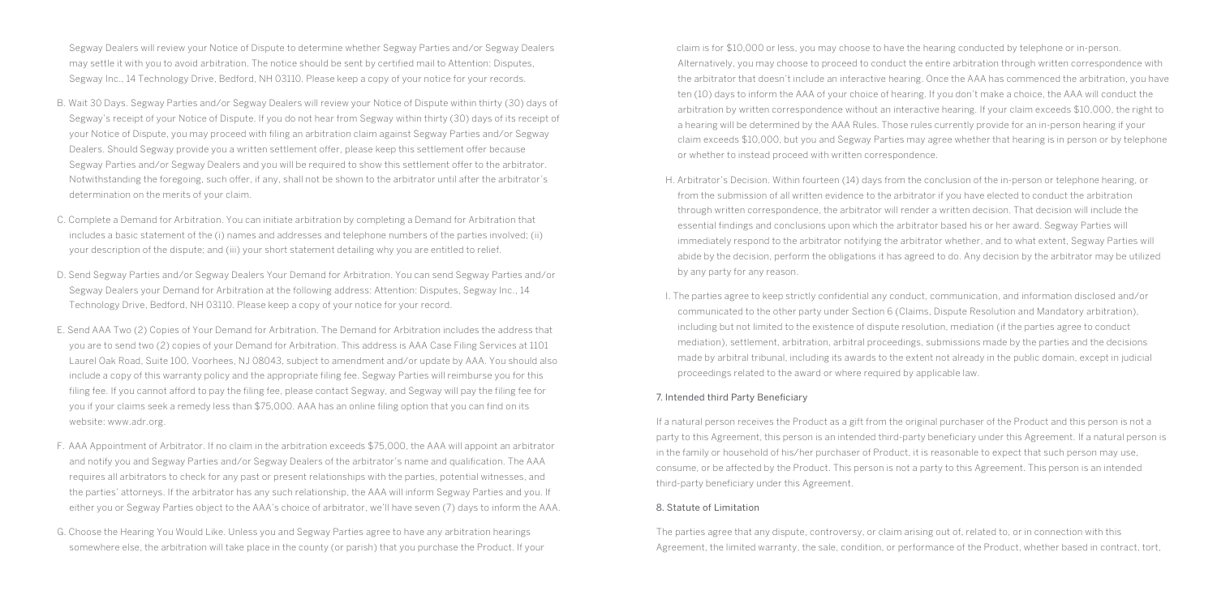Segway Dealers will review your Notice of Dispute to determine whether Segway Parties and/or Segway Dealers may settle it with you to avoid arbitration. The notice should be sent by certified mail to Attention: Disputes, Segway Inc., 14 Technology Drive, Bedford, NH 03110. Please keep a copy of your notice for your records.

B. Wait 30 Days. Segway Parties and/or Segway Dealers will review your Notice of Dispute within thirty (30) days of Segway's receipt of your Notice of Dispute. If you do not hear from Segway within thirty (30) days of its receipt of your Notice of Dispute, you may proceed with filing an arbitration claim against Segway Parties and/or Segway Dealers. Should Segway provide you a written settlement offer, please keep this settlement offer because Segway Parties and/or Segway Dealers and you will be required to show this settlement offer to the arbitrator. Notwithstanding the foregoing, such offer, if any, shall not be shown to the arbitrator until after the arbitrator's determination on the merits of your claim.

C. Complete a Demand for Arbitration. You can initiate arbitration by completing a Demand for Arbitration that includes a basic statement of the (i) names and addresses and telephone numbers of the parties involved; (ii) your description of the dispute; and (iii) your short statement detailing why you are entitled to relief.

D. Send Segway Parties and/or Segway Dealers Your Demand for Arbitration. You can send Segway Parties and/or Segway Dealers your Demand for Arbitration at the following address: Attention: Disputes, Segway Inc., 14 Technology Drive, Bedford, NH 03110. Please keep a copy of your notice for your record.

E. Send AAA Two (2) Copies of Your Demand for Arbitration. The Demand for Arbitration includes the address that you are to send two (2) copies of your Demand for Arbitration. This address is AAA Case Filing Services at 1101 Laurel Oak Road, Suite 100, Voorhees, NJ 08043, subject to amendment and/or update by AAA. You should also include a copy of this warranty policy and the appropriate filing fee. Segway Parties will reimburse you for this filing fee. If you cannot afford to pay the filing fee, please contact Segway, and Segway will pay the filing fee for you if your claims seek a remedy less than $75,000. AAA has an online filing option that you can find on its website: www.adr.org.

F. AAA Appointment of Arbitrator. If no claim in the arbitration exceeds $75,000, the AAA will appoint an arbitrator and notify you and Segway Parties and/or Segway Dealers of the arbitrator's name and qualification. The AAA requires all arbitrators to check for any past or present relationships with the parties, potential witnesses, and the parties' attorneys. If the arbitrator has any such relationship, the AAA will inform Segway Parties and you. If either you or Segway Parties object to the AAA's choice of arbitrator, we'll have seven (7) days to inform the AAA.

G. Choose the Hearing You Would Like. Unless you and Segway Parties agree to have any arbitration hearings somewhere else, the arbitration will take place in the county (or parish) that you purchase the Product. If your claim is for $10,000 or less, you may choose to have the hearing conducted by telephone or in-person. Alternatively, you may choose to proceed to conduct the entire arbitration through written correspondence with the arbitrator that doesn't include an interactive hearing. Once the AAA has commenced the arbitration, you have ten (10) days to inform the AAA of your choice of hearing. If you don't make a choice, the AAA will conduct the arbitration by written correspondence without an interactive hearing. If your claim exceeds $10,000, the right to a hearing will be determined by the AAA Rules. Those rules currently provide for an in-person hearing if your claim exceeds $10,000, but you and Segway Parties may agree whether that hearing is in person or by telephone or whether to instead proceed with written correspondence.

H. Arbitrator's Decision. Within fourteen (14) days from the conclusion of the in-person or telephone hearing, or from the submission of all written evidence to the arbitrator if you have elected to conduct the arbitration through written correspondence, the arbitrator will render a written decision. That decision will include the essential findings and conclusions upon which the arbitrator based his or her award. Segway Parties will immediately respond to the arbitrator notifying the arbitrator whether, and to what extent, Segway Parties will abide by the decision, perform the obligations it has agreed to do. Any decision by the arbitrator may be utilized by any party for any reason.

I. The parties agree to keep strictly confidential any conduct, communication, and information disclosed and/or communicated to the other party under Section 6 (Claims, Dispute Resolution and Mandatory arbitration), including but not limited to the existence of dispute resolution, mediation (if the parties agree to conduct mediation), settlement, arbitration, arbitral proceedings, submissions made by the parties and the decisions made by arbitral tribunal, including its awards to the extent not already in the public domain, except in judicial proceedings related to the award or where required by applicable law.

## 7. Intended third Party Beneficiary

If a natural person receives the Product as a gift from the original purchaser of the Product and this person is not a party to this Agreement, this person is an intended third-party beneficiary under this Agreement. If a natural person is in the family or household of his/her purchaser of Product, it is reasonable to expect that such person may use, consume, or be affected by the Product. This person is not a party to this Agreement. This person is an intended third-party beneficiary under this Agreement.

## 8. Statute of Limitation

The parties agree that any dispute, controversy, or claim arising out of, related to, or in connection with this Agreement, the limited warranty, the sale, condition, or performance of the Product, whether based in contract, tort,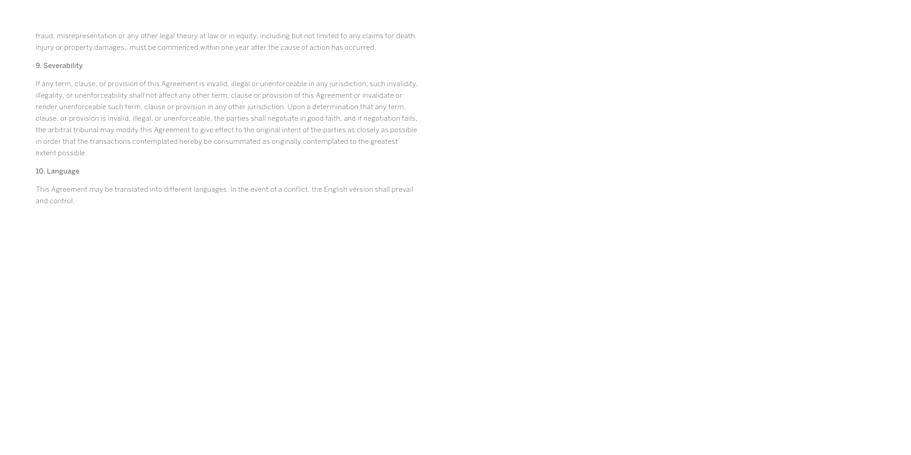fraud, misrepresentation or any other legal theory at law or in equity, including but not limited to any claims for death, injury or property damages, must be commenced within one year after the cause of action has occurred.

## 9. Severability

If any term, clause, or provision of this Agreement is invalid, illegal or unenforceable in any jurisdiction, such invalidity, illegality, or unenforceability shall not affect any other term, clause or provision of this Agreement or invalidate or render unenforceable such term, clause or provision in any other jurisdiction. Upon a determination that any term, clause, or provision is invalid, illegal, or unenforceable, the parties shall negotiate in good faith, and if negotiation fails, the arbitral tribunal may modify this Agreement to give effect to the original intent of the parties as closely as possible in order that the transactions contemplated hereby be consummated as originally contemplated to the greatest extent possible.

## 10. Language

This Agreement may be translated into different languages. In the event of a conflict, the English version shall prevail and control.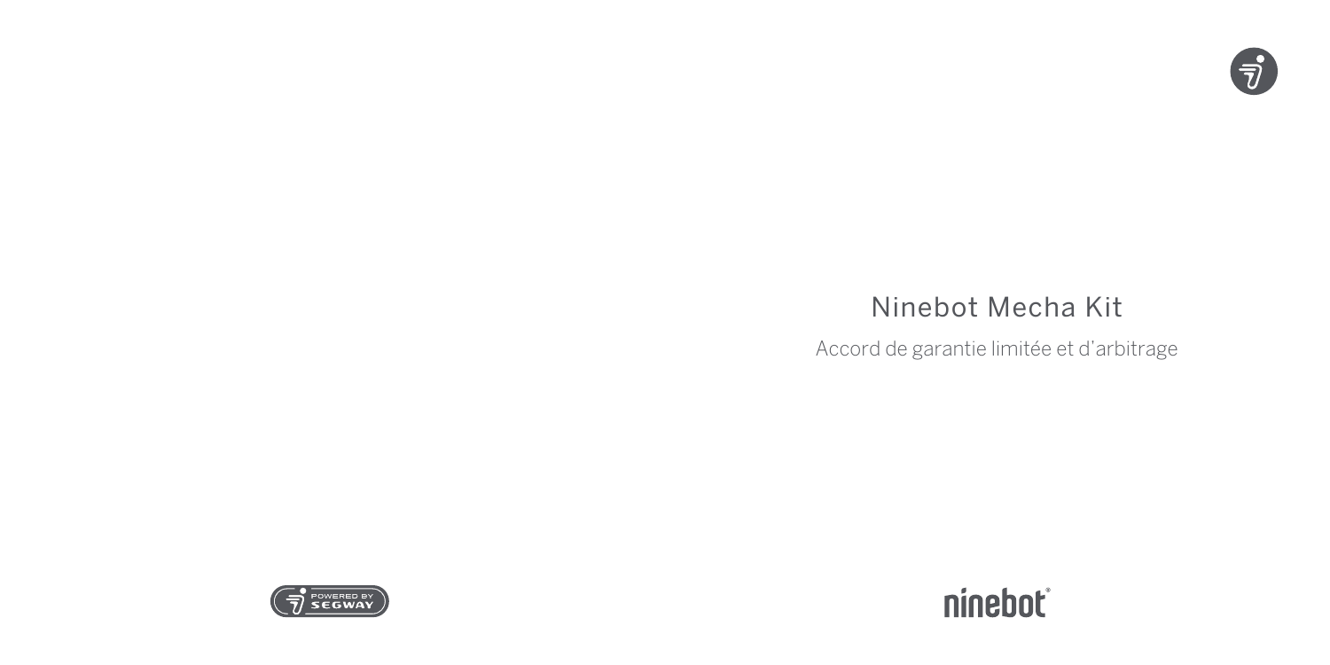# Ninebot Mecha Kit

Accord de garantie limitée et d’arbitrage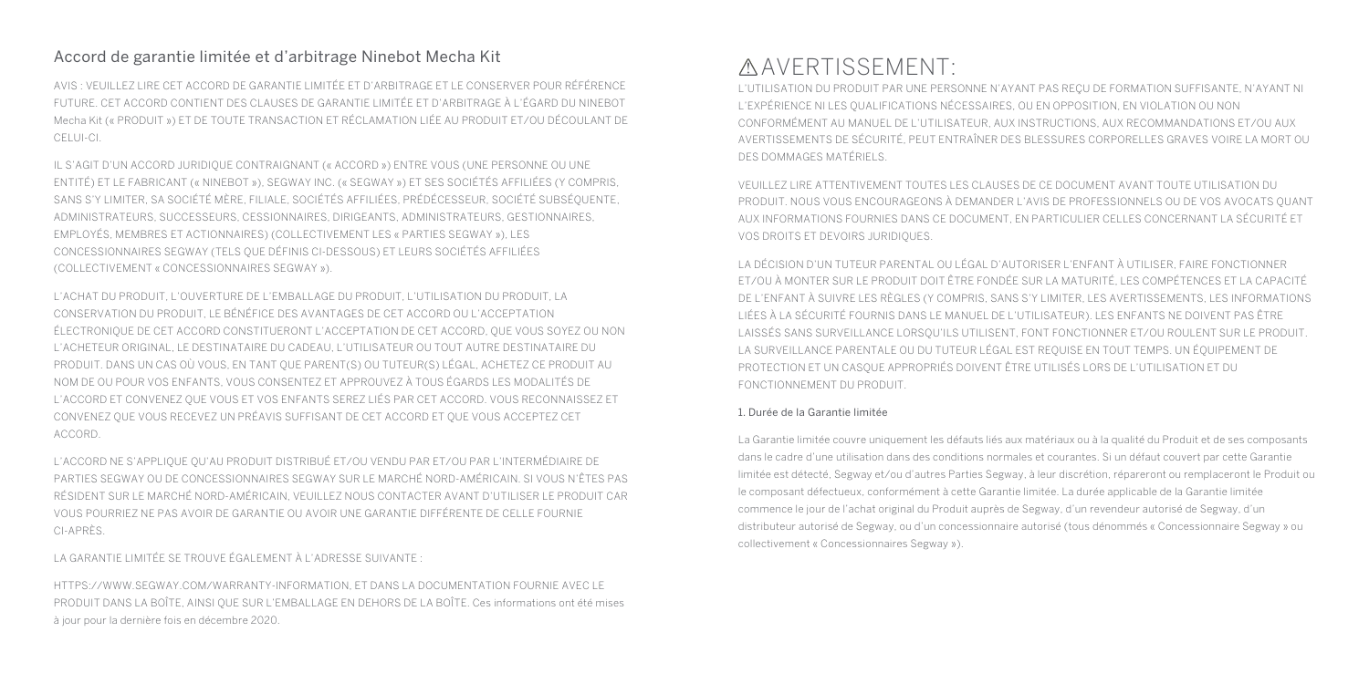## Accord de garantie limitée et d'arbitrage Ninebot Mecha Kit

AVIS : VEUILLEZ LIRE CET ACCORD DE GARANTIE LIMITÉE ET D'ARBITRAGE ET LE CONSERVER POUR RÉFÉRENCE FUTURE. CET ACCORD CONTIENT DES CLAUSES DE GARANTIE LIMITÉE ET D'ARBITRAGE À L'ÉGARD DU NINEBOT Mecha Kit (« PRODUIT ») ET DE TOUTE TRANSACTION ET RÉCLAMATION LIÉE AU PRODUIT ET/OU DÉCOULANT DE CELUI-CI.

IL S'AGIT D'UN ACCORD JURIDIQUE CONTRAIGNANT (« ACCORD ») ENTRE VOUS (UNE PERSONNE OU UNE ENTITÉ) ET LE FABRICANT (« NINEBOT »), SEGWAY INC. (« SEGWAY ») ET SES SOCIÉTÉS AFFILIÉES (Y COMPRIS, SANS S'Y LIMITER, SA SOCIÉTÉ MÈRE, FILIALE, SOCIÉTÉS AFFILIÉES, PRÉDÉCESSEUR, SOCIÉTÉ SUBSÉQUENTE, ADMINISTRATEURS, SUCCESSEURS, CESSIONNAIRES, DIRIGEANTS, ADMINISTRATEURS, GESTIONNAIRES, EMPLOYÉS, MEMBRES ET ACTIONNAIRES) (COLLECTIVEMENT LES « PARTIES SEGWAY »), LES CONCESSIONNAIRES SEGWAY (TELS QUE DÉFINIS CI-DESSOUS) ET LEURS SOCIÉTÉS AFFILIÉES (COLLECTIVEMENT « CONCESSIONNAIRES SEGWAY »).

L'ACHAT DU PRODUIT, L'OUVERTURE DE L'EMBALLAGE DU PRODUIT, L'UTILISATION DU PRODUIT, LA CONSERVATION DU PRODUIT, LE BÉNÉFICE DES AVANTAGES DE CET ACCORD OU L'ACCEPTATION ÉLECTRONIQUE DE CET ACCORD CONSTITUERONT L'ACCEPTATION DE CET ACCORD, QUE VOUS SOYEZ OU NON L'ACHETEUR ORIGINAL, LE DESTINATAIRE DU CADEAU, L'UTILISATEUR OU TOUT AUTRE DESTINATAIRE DU PRODUIT. DANS UN CAS OÙ VOUS, EN TANT QUE PARENT(S) OU TUTEUR(S) LÉGAL, ACHETEZ CE PRODUIT AU NOM DE OU POUR VOS ENFANTS, VOUS CONSENTEZ ET APPROUVEZ À TOUS ÉGARDS LES MODALITÉS DE L'ACCORD ET CONVENEZ QUE VOUS ET VOS ENFANTS SEREZ LIÉS PAR CET ACCORD. VOUS RECONNAISSEZ ET CONVENEZ QUE VOUS RECEVEZ UN PRÉAVIS SUFFISANT DE CET ACCORD ET QUE VOUS ACCEPTEZ CET ACCORD.

L'ACCORD NE S'APPLIQUE QU'AU PRODUIT DISTRIBUÉ ET/OU VENDU PAR ET/OU PAR L'INTERMÉDIAIRE DE PARTIES SEGWAY OU DE CONCESSIONNAIRES SEGWAY SUR LE MARCHÉ NORD-AMÉRICAIN. SI VOUS N'ÊTES PAS RÉSIDENT SUR LE MARCHÉ NORD-AMÉRICAIN, VEUILLEZ NOUS CONTACTER AVANT D'UTILISER LE PRODUIT CAR VOUS POURRIEZ NE PAS AVOIR DE GARANTIE OU AVOIR UNE GARANTIE DIFFÉRENTE DE CELLE FOURNIE CI-APRÈS.

LA GARANTIE LIMITÉE SE TROUVE ÉGALEMENT À L'ADRESSE SUIVANTE :

HTTPS://WWW.SEGWAY.COM/WARRANTY-INFORMATION, ET DANS LA DOCUMENTATION FOURNIE AVEC LE PRODUIT DANS LA BOÎTE, AINSI QUE SUR L'EMBALLAGE EN DEHORS DE LA BOÎTE. Ces informations ont été mises à jour pour la dernière fois en décembre 2020.

## ⚠AVERTISSEMENT:

L'UTILISATION DU PRODUIT PAR UNE PERSONNE N'AYANT PAS REÇU DE FORMATION SUFFISANTE, N'AYANT NI L'EXPÉRIENCE NI LES QUALIFICATIONS NÉCESSAIRES, OU EN OPPOSITION, EN VIOLATION OU NON CONFORMÉMENT AU MANUEL DE L'UTILISATEUR, AUX INSTRUCTIONS, AUX RECOMMANDATIONS ET/OU AUX AVERTISSEMENTS DE SÉCURITÉ, PEUT ENTRAÎNER DES BLESSURES CORPORELLES GRAVES VOIRE LA MORT OU DES DOMMAGES MATÉRIELS.

VEUILLEZ LIRE ATTENTIVEMENT TOUTES LES CLAUSES DE CE DOCUMENT AVANT TOUTE UTILISATION DU PRODUIT. NOUS VOUS ENCOURAGEONS À DEMANDER L'AVIS DE PROFESSIONNELS OU DE VOS AVOCATS QUANT AUX INFORMATIONS FOURNIES DANS CE DOCUMENT, EN PARTICULIER CELLES CONCERNANT LA SÉCURITÉ ET VOS DROITS ET DEVOIRS JURIDIQUES.

LA DÉCISION D'UN TUTEUR PARENTAL OU LÉGAL D'AUTORISER L'ENFANT À UTILISER, FAIRE FONCTIONNER ET/OU À MONTER SUR LE PRODUIT DOIT ÊTRE FONDÉE SUR LA MATURITÉ, LES COMPÉTENCES ET LA CAPACITÉ DE L'ENFANT À SUIVRE LES RÈGLES (Y COMPRIS, SANS S'Y LIMITER, LES AVERTISSEMENTS, LES INFORMATIONS LIÉES À LA SÉCURITÉ FOURNIS DANS LE MANUEL DE L'UTILISATEUR). LES ENFANTS NE DOIVENT PAS ÊTRE LAISSÉS SANS SURVEILLANCE LORSQU'ILS UTILISENT, FONT FONCTIONNER ET/OU ROULENT SUR LE PRODUIT. LA SURVEILLANCE PARENTALE OU DU TUTEUR LÉGAL EST REQUISE EN TOUT TEMPS. UN ÉQUIPEMENT DE PROTECTION ET UN CASQUE APPROPRIÉS DOIVENT ÊTRE UTILISÉS LORS DE L'UTILISATION ET DU FONCTIONNEMENT DU PRODUIT.

### 1. Durée de la Garantie limitée

La Garantie limitée couvre uniquement les défauts liés aux matériaux ou à la qualité du Produit et de ses composants dans le cadre d'une utilisation dans des conditions normales et courantes. Si un défaut couvert par cette Garantie limitée est détecté, Segway et/ou d'autres Parties Segway, à leur discrétion, répareront ou remplaceront le Produit ou le composant défectueux, conformément à cette Garantie limitée. La durée applicable de la Garantie limitée commence le jour de l'achat original du Produit auprès de Segway, d'un revendeur autorisé de Segway, d'un distributeur autorisé de Segway, ou d'un concessionnaire autorisé (tous dénommés « Concessionnaire Segway » ou collectivement « Concessionnaires Segway »).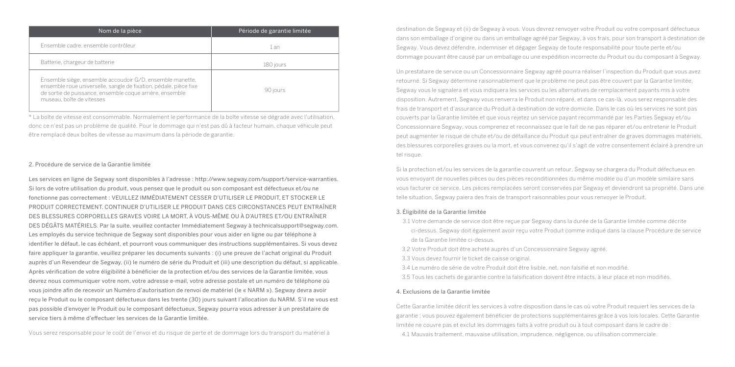| Nom de la pièce | Période de garantie limitée |
| --- | --- |
| Ensemble cadre, ensemble contrôleur | 1 an |
| Batterie, chargeur de batterie | 180 jours |
| Ensemble siège, ensemble accoudoir G/D, ensemble manette, ensemble roue universelle, sangle de fixation, pédale, pièce fixe de sortie de puissance, ensemble coque arrière, ensemble museau, boîte de vitesses | 90 jours |

* La boîte de vitesse est consommable. Normalement le performance de la boîte vitesse se dégrade avec l'utilisation, donc ce n'est pas un problème de qualité. Pour le dommage qui n'est pas dû à facteur humain, chaque véhicule peut être remplacé deux boîtes de vitesses au maximum dans la période de garantie.

## 2. Procédure de service de la Garantie limitée

Les services en ligne de Segway sont disponibles à l'adresse : http://www.segway.com/support/service-warranties. Si lors de votre utilisation du produit, vous pensez que le produit ou son composant est défectueux et/ou ne fonctionne pas correctement : VEUILLEZ IMMÉDIATEMENT CESSER D'UTILISER LE PRODUIT, ET STOCKER LE PRODUIT CORRECTEMENT. CONTINUER D'UTILISER LE PRODUIT DANS CES CIRCONSTANCES PEUT ENTRAÎNER DES BLESSURES CORPORELLES GRAVES VOIRE LA MORT, À VOUS-MÊME OU À D'AUTRES ET/OU ENTRAÎNER DES DÉGÂTS MATÉRIELS. Par la suite, veuillez contacter Immédiatement Segway à technicalsupport@segway.com. Les employés du service technique de Segway sont disponibles pour vous aider en ligne ou par téléphone à identifier le défaut, le cas échéant, et pourront vous communiquer des instructions supplémentaires. Si vous devez faire appliquer la garantie, veuillez préparer les documents suivants : (i) une preuve de l'achat original du Produit auprès d'un Revendeur de Segway, (ii) le numéro de série du Produit et (iii) une description du défaut, si applicable. Après vérification de votre éligibilité à bénéficier de la protection et/ou des services de la Garantie limitée, vous devrez nous communiquer votre nom, votre adresse e-mail, votre adresse postale et un numéro de téléphone où vous joindre afin de recevoir un Numéro d'autorisation de renvoi de matériel (le « NARM »). Segway devra avoir reçu le Produit ou le composant défectueux dans les trente (30) jours suivant l'allocation du NARM. S'il ne vous est pas possible d'envoyer le Produit ou le composant défectueux, Segway pourra vous adresser à un prestataire de service tiers à même d'effectuer les services de la Garantie limitée.

Vous serez responsable pour le coût de l'envoi et du risque de perte et de dommage lors du transport du matériel à destination de Segway et (ii) de Segway à vous. Vous devrez renvoyer votre Produit ou votre composant défectueux dans son emballage d'origine ou dans un emballage agréé par Segway, à vos frais, pour son transport à destination de Segway. Vous devez défendre, indemniser et dégager Segway de toute responsabilité pour toute perte et/ou dommage pouvant être causé par un emballage ou une expédition incorrecte du Produit ou du composant à Segway.

Un prestataire de service ou un Concessionnaire Segway agréé pourra réaliser l'inspection du Produit que vous avez retourné. Si Segway détermine raisonnablement que le problème ne peut pas être couvert par la Garantie limitée, Segway vous le signalera et vous indiquera les services ou les alternatives de remplacement payants mis à votre disposition. Autrement, Segway vous renverra le Produit non réparé, et dans ce cas-là, vous serez responsable des frais de transport et d'assurance du Produit à destination de votre domicile. Dans le cas où les services ne sont pas couverts par la Garantie limitée et que vous rejetez un service payant recommandé par les Parties Segway et/ou Concessionnaire Segway, vous comprenez et reconnaissez que le fait de ne pas réparer et/ou entretenir le Produit peut augmenter le risque de chute et/ou de défaillance du Produit qui peut entraîner de graves dommages matériels, des blessures corporelles graves ou la mort, et vous convenez qu'il s'agit de votre consentement éclairé à prendre un tel risque.

Si la protection et/ou les services de la garantie couvrent un retour, Segway se chargera du Produit défectueux en vous envoyant de nouvelles pièces ou des pièces reconditionnées du même modèle ou d'un modèle similaire sans vous facturer ce service. Les pièces remplacées seront conservées par Segway et deviendront sa propriété. Dans une telle situation, Segway paiera des frais de transport raisonnables pour vous renvoyer le Produit.

## 3. Éligibilité de la Garantie limitée

3.1 Votre demande de service doit être reçue par Segway dans la durée de la Garantie limitée comme décrite ci-dessus. Segway doit également avoir reçu votre Produit comme indiqué dans la clause Procédure de service de la Garantie limitée ci-dessus.

3.2 Votre Produit doit être acheté auprès d'un Concessionnaire Segway agréé.

3.3 Vous devez fournir le ticket de caisse original.

3.4 Le numéro de série de votre Produit doit être lisible, net, non falsifié et non modifié.

3.5 Tous les cachets de garantie contre la falsification doivent être intacts, à leur place et non modifiés.

## 4. Exclusions de la Garantie limitée

Cette Garantie limitée décrit les services à votre disposition dans le cas où votre Produit requiert les services de la garantie ; vous pouvez également bénéficier de protections supplémentaires grâce à vos lois locales. Cette Garantie limitée ne couvre pas et exclut les dommages faits à votre produit ou à tout composant dans le cadre de :

4.1 Mauvais traitement, mauvaise utilisation, imprudence, négligence, ou utilisation commerciale.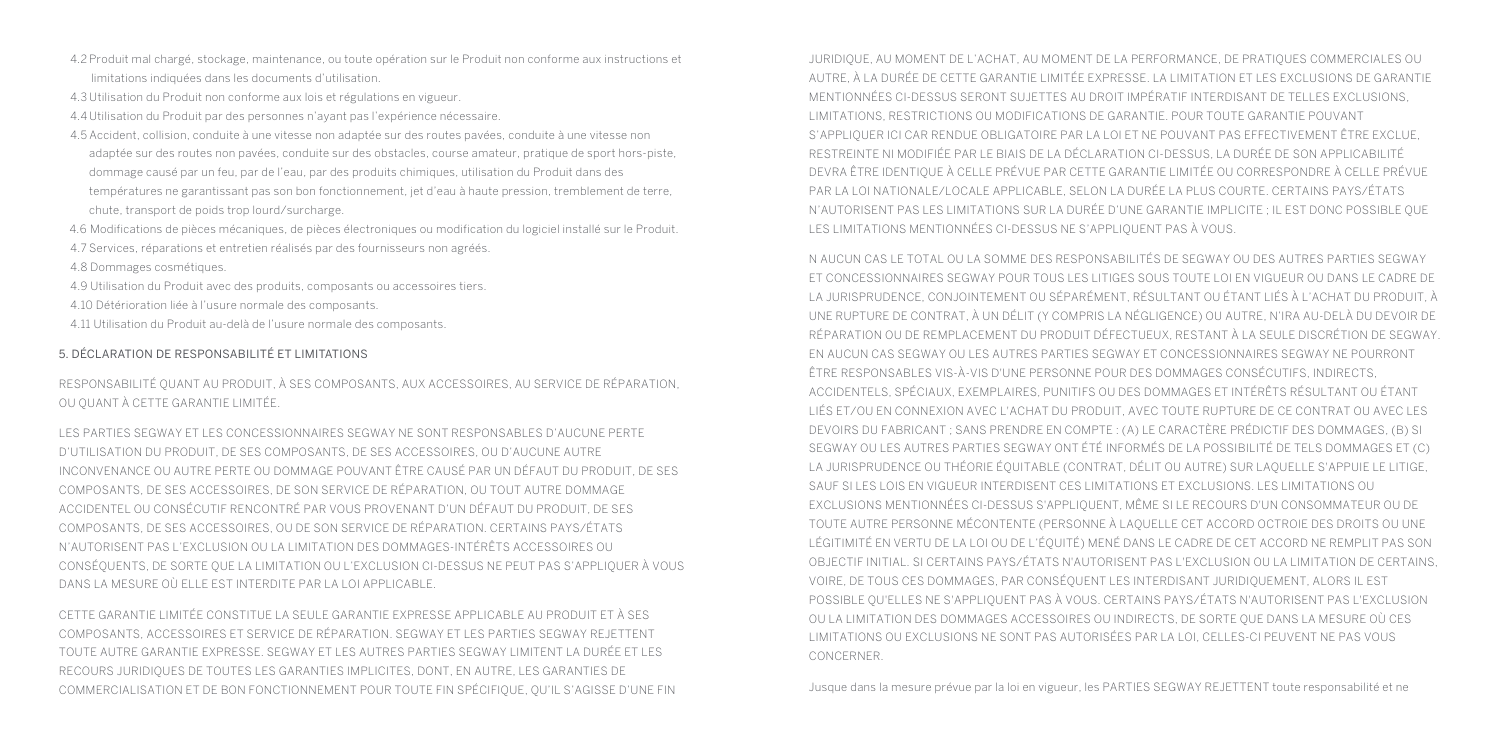4.2 Produit mal chargé, stockage, maintenance, ou toute opération sur le Produit non conforme aux instructions et limitations indiquées dans les documents d'utilisation.

4.3 Utilisation du Produit non conforme aux lois et régulations en vigueur.

4.4 Utilisation du Produit par des personnes n'ayant pas l'expérience nécessaire.

4.5 Accident, collision, conduite à une vitesse non adaptée sur des routes pavées, conduite à une vitesse non adaptée sur des routes non pavées, conduite sur des obstacles, course amateur, pratique de sport hors-piste, dommage causé par un feu, par de l'eau, par des produits chimiques, utilisation du Produit dans des températures ne garantissant pas son bon fonctionnement, jet d'eau à haute pression, tremblement de terre, chute, transport de poids trop lourd/surcharge.

4.6 Modifications de pièces mécaniques, de pièces électroniques ou modification du logiciel installé sur le Produit.

4.7 Services, réparations et entretien réalisés par des fournisseurs non agréés.

4.8 Dommages cosmétiques.

4.9 Utilisation du Produit avec des produits, composants ou accessoires tiers.

4.10 Détérioration liée à l'usure normale des composants.

4.11 Utilisation du Produit au-delà de l'usure normale des composants.

## 5. DÉCLARATION DE RESPONSABILITÉ ET LIMITATIONS

RESPONSABILITÉ QUANT AU PRODUIT, À SES COMPOSANTS, AUX ACCESSOIRES, AU SERVICE DE RÉPARATION, OU QUANT À CETTE GARANTIE LIMITÉE.

LES PARTIES SEGWAY ET LES CONCESSIONNAIRES SEGWAY NE SONT RESPONSABLES D'AUCUNE PERTE D'UTILISATION DU PRODUIT, DE SES COMPOSANTS, DE SES ACCESSOIRES, OU D'AUCUNE AUTRE INCONVENANCE OU AUTRE PERTE OU DOMMAGE POUVANT ÊTRE CAUSÉ PAR UN DÉFAUT DU PRODUIT, DE SES COMPOSANTS, DE SES ACCESSOIRES, DE SON SERVICE DE RÉPARATION, OU TOUT AUTRE DOMMAGE ACCIDENTEL OU CONSÉCUTIF RENCONTRÉ PAR VOUS PROVENANT D'UN DÉFAUT DU PRODUIT, DE SES COMPOSANTS, DE SES ACCESSOIRES, OU DE SON SERVICE DE RÉPARATION. CERTAINS PAYS/ÉTATS N'AUTORISENT PAS L'EXCLUSION OU LA LIMITATION DES DOMMAGES-INTÉRÊTS ACCESSOIRES OU CONSÉQUENTS, DE SORTE QUE LA LIMITATION OU L'EXCLUSION CI-DESSUS NE PEUT PAS S'APPLIQUER À VOUS DANS LA MESURE OÙ ELLE EST INTERDITE PAR LA LOI APPLICABLE.

CETTE GARANTIE LIMITÉE CONSTITUE LA SEULE GARANTIE EXPRESSE APPLICABLE AU PRODUIT ET À SES COMPOSANTS, ACCESSOIRES ET SERVICE DE RÉPARATION. SEGWAY ET LES PARTIES SEGWAY REJETTENT TOUTE AUTRE GARANTIE EXPRESSE. SEGWAY ET LES AUTRES PARTIES SEGWAY LIMITENT LA DURÉE ET LES RECOURS JURIDIQUES DE TOUTES LES GARANTIES IMPLICITES, DONT, EN AUTRE, LES GARANTIES DE COMMERCIALISATION ET DE BON FONCTIONNEMENT POUR TOUTE FIN SPÉCIFIQUE, QU'IL S'AGISSE D'UNE FIN JURIDIQUE, AU MOMENT DE L'ACHAT, AU MOMENT DE LA PERFORMANCE, DE PRATIQUES COMMERCIALES OU AUTRE, À LA DURÉE DE CETTE GARANTIE LIMITÉE EXPRESSE. LA LIMITATION ET LES EXCLUSIONS DE GARANTIE MENTIONNÉES CI-DESSUS SERONT SUJETTES AU DROIT IMPÉRATIF INTERDISANT DE TELLES EXCLUSIONS, LIMITATIONS, RESTRICTIONS OU MODIFICATIONS DE GARANTIE. POUR TOUTE GARANTIE POUVANT S'APPLIQUER ICI CAR RENDUE OBLIGATOIRE PAR LA LOI ET NE POUVANT PAS EFFECTIVEMENT ÊTRE EXCLUE, RESTREINTE NI MODIFIÉE PAR LE BIAIS DE LA DÉCLARATION CI-DESSUS, LA DURÉE DE SON APPLICABILITÉ DEVRA ÊTRE IDENTIQUE À CELLE PRÉVUE PAR CETTE GARANTIE LIMITÉE OU CORRESPONDRE À CELLE PRÉVUE PAR LA LOI NATIONALE/LOCALE APPLICABLE, SELON LA DURÉE LA PLUS COURTE. CERTAINS PAYS/ÉTATS N'AUTORISENT PAS LES LIMITATIONS SUR LA DURÉE D'UNE GARANTIE IMPLICITE ; IL EST DONC POSSIBLE QUE LES LIMITATIONS MENTIONNÉES CI-DESSUS NE S'APPLIQUENT PAS À VOUS.

N AUCUN CAS LE TOTAL OU LA SOMME DES RESPONSABILITÉS DE SEGWAY OU DES AUTRES PARTIES SEGWAY ET CONCESSIONNAIRES SEGWAY POUR TOUS LES LITIGES SOUS TOUTE LOI EN VIGUEUR OU DANS LE CADRE DE LA JURISPRUDENCE, CONJOINTEMENT OU SÉPARÉMENT, RÉSULTANT OU ÉTANT LIÉS À L'ACHAT DU PRODUIT, À UNE RUPTURE DE CONTRAT, À UN DÉLIT (Y COMPRIS LA NÉGLIGENCE) OU AUTRE, N'IRA AU-DELÀ DU DEVOIR DE RÉPARATION OU DE REMPLACEMENT DU PRODUIT DÉFECTUEUX, RESTANT À LA SEULE DISCRÉTION DE SEGWAY. EN AUCUN CAS SEGWAY OU LES AUTRES PARTIES SEGWAY ET CONCESSIONNAIRES SEGWAY NE POURRONT ÊTRE RESPONSABLES VIS-À-VIS D'UNE PERSONNE POUR DES DOMMAGES CONSÉCUTIFS, INDIRECTS, ACCIDENTELS, SPÉCIAUX, EXEMPLAIRES, PUNITIFS OU DES DOMMAGES ET INTÉRÊTS RÉSULTANT OU ÉTANT LIÉS ET/OU EN CONNEXION AVEC L'ACHAT DU PRODUIT, AVEC TOUTE RUPTURE DE CE CONTRAT OU AVEC LES DEVOIRS DU FABRICANT ; SANS PRENDRE EN COMPTE : (A) LE CARACTÈRE PRÉDICTIF DES DOMMAGES, (B) SI SEGWAY OU LES AUTRES PARTIES SEGWAY ONT ÉTÉ INFORMÉS DE LA POSSIBILITÉ DE TELS DOMMAGES ET (C) LA JURISPRUDENCE OU THÉORIE ÉQUITABLE (CONTRAT, DÉLIT OU AUTRE) SUR LAQUELLE S'APPUIE LE LITIGE, SAUF SI LES LOIS EN VIGUEUR INTERDISENT CES LIMITATIONS ET EXCLUSIONS. LES LIMITATIONS OU EXCLUSIONS MENTIONNÉES CI-DESSUS S'APPLIQUENT, MÊME SI LE RECOURS D'UN CONSOMMATEUR OU DE TOUTE AUTRE PERSONNE MÉCONTENTE (PERSONNE À LAQUELLE CET ACCORD OCTROIE DES DROITS OU UNE LÉGITIMITÉ EN VERTU DE LA LOI OU DE L'ÉQUITÉ) MENÉ DANS LE CADRE DE CET ACCORD NE REMPLIT PAS SON OBJECTIF INITIAL. SI CERTAINS PAYS/ÉTATS N'AUTORISENT PAS L'EXCLUSION OU LA LIMITATION DE CERTAINS, VOIRE, DE TOUS CES DOMMAGES, PAR CONSÉQUENT LES INTERDISANT JURIDIQUEMENT, ALORS IL EST POSSIBLE QU'ELLES NE S'APPLIQUENT PAS À VOUS. CERTAINS PAYS/ÉTATS N'AUTORISENT PAS L'EXCLUSION OU LA LIMITATION DES DOMMAGES ACCESSOIRES OU INDIRECTS, DE SORTE QUE DANS LA MESURE OÙ CES LIMITATIONS OU EXCLUSIONS NE SONT PAS AUTORISÉES PAR LA LOI, CELLES-CI PEUVENT NE PAS VOUS CONCERNER.

Jusque dans la mesure prévue par la loi en vigueur, les PARTIES SEGWAY REJETTENT toute responsabilité et ne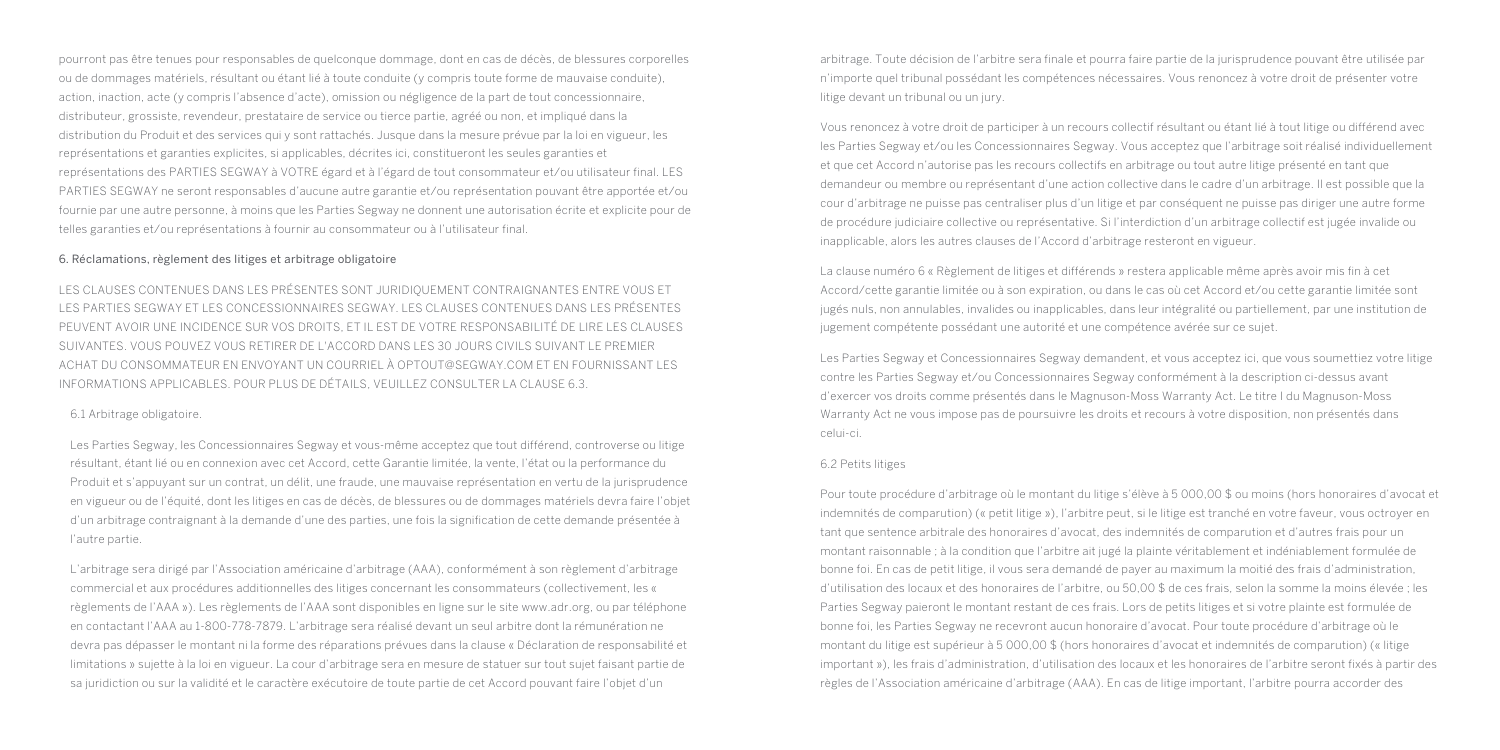pourront pas être tenues pour responsables de quelconque dommage, dont en cas de décès, de blessures corporelles ou de dommages matériels, résultant ou étant lié à toute conduite (y compris toute forme de mauvaise conduite), action, inaction, acte (y compris l'absence d'acte), omission ou négligence de la part de tout concessionnaire, distributeur, grossiste, revendeur, prestataire de service ou tierce partie, agréé ou non, et impliqué dans la distribution du Produit et des services qui y sont rattachés. Jusque dans la mesure prévue par la loi en vigueur, les représentations et garanties explicites, si applicables, décrites ici, constitueront les seules garanties et représentations des PARTIES SEGWAY à VOTRE égard et à l'égard de tout consommateur et/ou utilisateur final. LES PARTIES SEGWAY ne seront responsables d'aucune autre garantie et/ou représentation pouvant être apportée et/ou fournie par une autre personne, à moins que les Parties Segway ne donnent une autorisation écrite et explicite pour de telles garanties et/ou représentations à fournir au consommateur ou à l'utilisateur final.

## 6. Réclamations, règlement des litiges et arbitrage obligatoire

LES CLAUSES CONTENUES DANS LES PRÉSENTES SONT JURIDIQUEMENT CONTRAIGNANTES ENTRE VOUS ET LES PARTIES SEGWAY ET LES CONCESSIONNAIRES SEGWAY. LES CLAUSES CONTENUES DANS LES PRÉSENTES PEUVENT AVOIR UNE INCIDENCE SUR VOS DROITS, ET IL EST DE VOTRE RESPONSABILITÉ DE LIRE LES CLAUSES SUIVANTES. VOUS POUVEZ VOUS RETIRER DE L'ACCORD DANS LES 30 JOURS CIVILS SUIVANT LE PREMIER ACHAT DU CONSOMMATEUR EN ENVOYANT UN COURRIEL À OPTOUT@SEGWAY.COM ET EN FOURNISSANT LES INFORMATIONS APPLICABLES. POUR PLUS DE DÉTAILS, VEUILLEZ CONSULTER LA CLAUSE 6.3.

### 6.1 Arbitrage obligatoire.

Les Parties Segway, les Concessionnaires Segway et vous-même acceptez que tout différend, controverse ou litige résultant, étant lié ou en connexion avec cet Accord, cette Garantie limitée, la vente, l'état ou la performance du Produit et s'appuyant sur un contrat, un délit, une fraude, une mauvaise représentation en vertu de la jurisprudence en vigueur ou de l'équité, dont les litiges en cas de décès, de blessures ou de dommages matériels devra faire l'objet d'un arbitrage contraignant à la demande d'une des parties, une fois la signification de cette demande présentée à l'autre partie.

L'arbitrage sera dirigé par l'Association américaine d'arbitrage (AAA), conformément à son règlement d'arbitrage commercial et aux procédures additionnelles des litiges concernant les consommateurs (collectivement, les « règlements de l'AAA »). Les règlements de l'AAA sont disponibles en ligne sur le site www.adr.org, ou par téléphone en contactant l'AAA au 1-800-778-7879. L'arbitrage sera réalisé devant un seul arbitre dont la rémunération ne devra pas dépasser le montant ni la forme des réparations prévues dans la clause « Déclaration de responsabilité et limitations » sujette à la loi en vigueur. La cour d'arbitrage sera en mesure de statuer sur tout sujet faisant partie de sa juridiction ou sur la validité et le caractère exécutoire de toute partie de cet Accord pouvant faire l'objet d'un arbitrage. Toute décision de l'arbitre sera finale et pourra faire partie de la jurisprudence pouvant être utilisée par n'importe quel tribunal possédant les compétences nécessaires. Vous renoncez à votre droit de présenter votre litige devant un tribunal ou un jury.

Vous renoncez à votre droit de participer à un recours collectif résultant ou étant lié à tout litige ou différend avec les Parties Segway et/ou les Concessionnaires Segway. Vous acceptez que l'arbitrage soit réalisé individuellement et que cet Accord n'autorise pas les recours collectifs en arbitrage ou tout autre litige présenté en tant que demandeur ou membre ou représentant d'une action collective dans le cadre d'un arbitrage. Il est possible que la cour d'arbitrage ne puisse pas centraliser plus d'un litige et par conséquent ne puisse pas diriger une autre forme de procédure judiciaire collective ou représentative. Si l'interdiction d'un arbitrage collectif est jugée invalide ou inapplicable, alors les autres clauses de l'Accord d'arbitrage resteront en vigueur.

La clause numéro 6 « Règlement de litiges et différends » restera applicable même après avoir mis fin à cet Accord/cette garantie limitée ou à son expiration, ou dans le cas où cet Accord et/ou cette garantie limitée sont jugés nuls, non annulables, invalides ou inapplicables, dans leur intégralité ou partiellement, par une institution de jugement compétente possédant une autorité et une compétence avérée sur ce sujet.

Les Parties Segway et Concessionnaires Segway demandent, et vous acceptez ici, que vous soumettiez votre litige contre les Parties Segway et/ou Concessionnaires Segway conformément à la description ci-dessus avant d'exercer vos droits comme présentés dans le Magnuson-Moss Warranty Act. Le titre I du Magnuson-Moss Warranty Act ne vous impose pas de poursuivre les droits et recours à votre disposition, non présentés dans celui-ci.

### 6.2 Petits litiges

Pour toute procédure d'arbitrage où le montant du litige s'élève à 5 000,00 $ ou moins (hors honoraires d'avocat et indemnités de comparution) (« petit litige »), l'arbitre peut, si le litige est tranché en votre faveur, vous octroyer en tant que sentence arbitrale des honoraires d'avocat, des indemnités de comparution et d'autres frais pour un montant raisonnable ; à la condition que l'arbitre ait jugé la plainte véritablement et indéniablement formulée de bonne foi. En cas de petit litige, il vous sera demandé de payer au maximum la moitié des frais d'administration, d'utilisation des locaux et des honoraires de l'arbitre, ou 50,00 $ de ces frais, selon la somme la moins élevée ; les Parties Segway paieront le montant restant de ces frais. Lors de petits litiges et si votre plainte est formulée de bonne foi, les Parties Segway ne recevront aucun honoraire d'avocat. Pour toute procédure d'arbitrage où le montant du litige est supérieur à 5 000,00 $ (hors honoraires d'avocat et indemnités de comparution) (« litige important »), les frais d'administration, d'utilisation des locaux et les honoraires de l'arbitre seront fixés à partir des règles de l'Association américaine d'arbitrage (AAA). En cas de litige important, l'arbitre pourra accorder des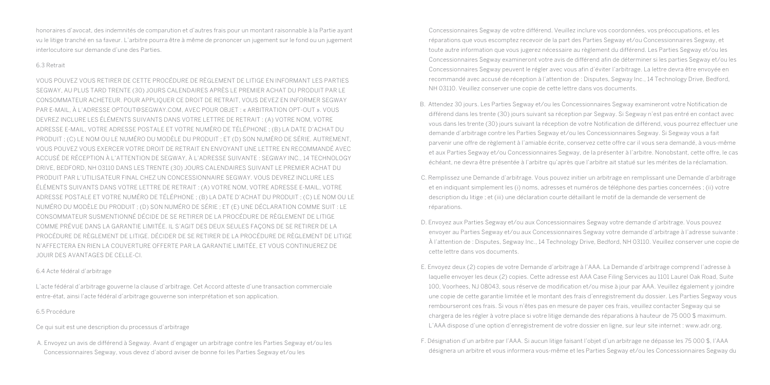honoraires d'avocat, des indemnités de comparution et d'autres frais pour un montant raisonnable à la Partie ayant vu le litige tranché en sa faveur. L'arbitre pourra être à même de prononcer un jugement sur le fond ou un jugement interlocutoire sur demande d'une des Parties.

6.3 Retrait

VOUS POUVEZ VOUS RETIRER DE CETTE PROCÉDURE DE RÈGLEMENT DE LITIGE EN INFORMANT LES PARTIES SEGWAY, AU PLUS TARD TRENTE (30) JOURS CALENDAIRES APRÈS LE PREMIER ACHAT DU PRODUIT PAR LE CONSOMMATEUR ACHETEUR. POUR APPLIQUER CE DROIT DE RETRAIT, VOUS DEVEZ EN INFORMER SEGWAY PAR E-MAIL, À L'ADRESSE OPTOUT@SEGWAY.COM, AVEC POUR OBJET : « ARBITRATION OPT-OUT ». VOUS DEVREZ INCLURE LES ÉLÉMENTS SUIVANTS DANS VOTRE LETTRE DE RETRAIT : (A) VOTRE NOM, VOTRE ADRESSE E-MAIL, VOTRE ADRESSE POSTALE ET VOTRE NUMÉRO DE TÉLÉPHONE ; (B) LA DATE D'ACHAT DU PRODUIT ; (C) LE NOM OU LE NUMÉRO DU MODÈLE DU PRODUIT ; ET (D) SON NUMÉRO DE SÉRIE. AUTREMENT, VOUS POUVEZ VOUS EXERCER VOTRE DROIT DE RETRAIT EN ENVOYANT UNE LETTRE EN RECOMMANDÉ AVEC ACCUSÉ DE RÉCEPTION À L'ATTENTION DE SEGWAY, À L'ADRESSE SUIVANTE : SEGWAY INC., 14 TECHNOLOGY DRIVE, BEDFORD, NH 03110 DANS LES TRENTE (30) JOURS CALENDAIRES SUIVANT LE PREMIER ACHAT DU PRODUIT PAR L'UTILISATEUR FINAL CHEZ UN CONCESSIONNAIRE SEGWAY. VOUS DEVREZ INCLURE LES ÉLÉMENTS SUIVANTS DANS VOTRE LETTRE DE RETRAIT : (A) VOTRE NOM, VOTRE ADRESSE E-MAIL, VOTRE ADRESSE POSTALE ET VOTRE NUMÉRO DE TÉLÉPHONE ; (B) LA DATE D'ACHAT DU PRODUIT ; (C) LE NOM OU LE NUMÉRO DU MODÈLE DU PRODUIT ; (D) SON NUMÉRO DE SÉRIE ; ET (E) UNE DÉCLARATION COMME SUIT : LE CONSOMMATEUR SUSMENTIONNÉ DÉCIDE DE SE RETIRER DE LA PROCÉDURE DE RÈGLEMENT DE LITIGE COMME PRÉVUE DANS LA GARANTIE LIMITÉE. IL S'AGIT DES DEUX SEULES FAÇONS DE SE RETIRER DE LA PROCÉDURE DE RÈGLEMENT DE LITIGE. DÉCIDER DE SE RETIRER DE LA PROCÉDURE DE RÈGLEMENT DE LITIGE N'AFFECTERA EN RIEN LA COUVERTURE OFFERTE PAR LA GARANTIE LIMITÉE, ET VOUS CONTINUEREZ DE JOUIR DES AVANTAGES DE CELLE-CI.

6.4 Acte fédéral d'arbitrage

L'acte fédéral d'arbitrage gouverne la clause d'arbitrage. Cet Accord atteste d'une transaction commerciale entre-état, ainsi l'acte fédéral d'arbitrage gouverne son interprétation et son application.

6.5 Procédure

Ce qui suit est une description du processus d'arbitrage

A. Envoyez un avis de différend à Segway. Avant d'engager un arbitrage contre les Parties Segway et/ou les Concessionnaires Segway, vous devez d'abord aviser de bonne foi les Parties Segway et/ou les Concessionnaires Segway de votre différend. Veuillez inclure vos coordonnées, vos préoccupations, et les réparations que vous escomptez recevoir de la part des Parties Segway et/ou Concessionnaires Segway, et toute autre information que vous jugerez nécessaire au règlement du différend. Les Parties Segway et/ou les Concessionnaires Segway examineront votre avis de différend afin de déterminer si les parties Segway et/ou les Concessionnaires Segway peuvent le régler avec vous afin d'éviter l'arbitrage. La lettre devra être envoyée en recommandé avec accusé de réception à l'attention de : Disputes, Segway Inc., 14 Technology Drive, Bedford, NH 03110. Veuillez conserver une copie de cette lettre dans vos documents.

B. Attendez 30 jours. Les Parties Segway et/ou les Concessionnaires Segway examineront votre Notification de différend dans les trente (30) jours suivant sa réception par Segway. Si Segway n'est pas entré en contact avec vous dans les trente (30) jours suivant la réception de votre Notification de différend, vous pourrez effectuer une demande d'arbitrage contre les Parties Segway et/ou les Concessionnaires Segway. Si Segway vous a fait parvenir une offre de règlement à l'amiable écrite, conservez cette offre car il vous sera demandé, à vous-même et aux Parties Segway et/ou Concessionnaires Segway, de la présenter à l'arbitre. Nonobstant, cette offre, le cas échéant, ne devra être présentée à l'arbitre qu'après que l'arbitre ait statué sur les mérites de la réclamation.

C. Remplissez une Demande d'arbitrage. Vous pouvez initier un arbitrage en remplissant une Demande d'arbitrage et en indiquant simplement les (i) noms, adresses et numéros de téléphone des parties concernées ; (ii) votre description du litige ; et (iii) une déclaration courte détaillant le motif de la demande de versement de réparations.

D. Envoyez aux Parties Segway et/ou aux Concessionnaires Segway votre demande d'arbitrage. Vous pouvez envoyer au Parties Segway et/ou aux Concessionnaires Segway votre demande d'arbitrage à l'adresse suivante : À l'attention de : Disputes, Segway Inc., 14 Technology Drive, Bedford, NH 03110. Veuillez conserver une copie de cette lettre dans vos documents.

E. Envoyez deux (2) copies de votre Demande d'arbitrage à l'AAA. La Demande d'arbitrage comprend l'adresse à laquelle envoyer les deux (2) copies. Cette adresse est AAA Case Filing Services au 1101 Laurel Oak Road, Suite 100, Voorhees, NJ 08043, sous réserve de modification et/ou mise à jour par AAA. Veuillez également y joindre une copie de cette garantie limitée et le montant des frais d'enregistrement du dossier. Les Parties Segway vous rembourseront ces frais. Si vous n'êtes pas en mesure de payer ces frais, veuillez contacter Segway qui se chargera de les régler à votre place si votre litige demande des réparations à hauteur de 75 000 $ maximum. L'AAA dispose d'une option d'enregistrement de votre dossier en ligne, sur leur site internet : www.adr.org.

F. Désignation d'un arbitre par l'AAA. Si aucun litige faisant l'objet d'un arbitrage ne dépasse les 75 000 $, l'AAA désignera un arbitre et vous informera vous-même et les Parties Segway et/ou les Concessionnaires Segway du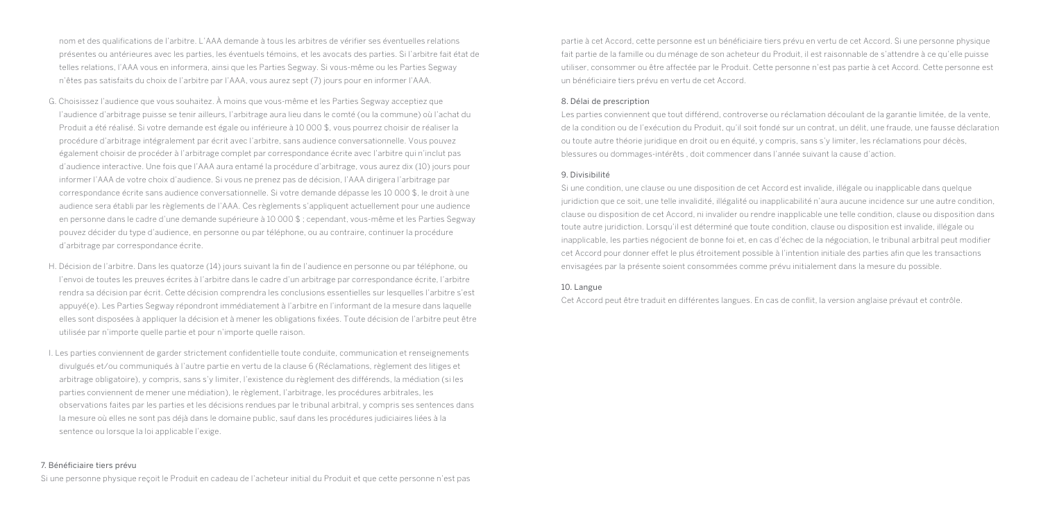nom et des qualifications de l'arbitre. L'AAA demande à tous les arbitres de vérifier ses éventuelles relations présentes ou antérieures avec les parties, les éventuels témoins, et les avocats des parties. Si l'arbitre fait état de telles relations, l'AAA vous en informera, ainsi que les Parties Segway. Si vous-même ou les Parties Segway n'êtes pas satisfaits du choix de l'arbitre par l'AAA, vous aurez sept (7) jours pour en informer l'AAA.

G. Choisissez l'audience que vous souhaitez. À moins que vous-même et les Parties Segway acceptiez que l'audience d'arbitrage puisse se tenir ailleurs, l'arbitrage aura lieu dans le comté (ou la commune) où l'achat du Produit a été réalisé. Si votre demande est égale ou inférieure à 10 000 $, vous pourrez choisir de réaliser la procédure d'arbitrage intégralement par écrit avec l'arbitre, sans audience conversationnelle. Vous pouvez également choisir de procéder à l'arbitrage complet par correspondance écrite avec l'arbitre qui n'inclut pas d'audience interactive. Une fois que l'AAA aura entamé la procédure d'arbitrage, vous aurez dix (10) jours pour informer l'AAA de votre choix d'audience. Si vous ne prenez pas de décision, l'AAA dirigera l'arbitrage par correspondance écrite sans audience conversationnelle. Si votre demande dépasse les 10 000 $, le droit à une audience sera établi par les règlements de l'AAA. Ces règlements s'appliquent actuellement pour une audience en personne dans le cadre d'une demande supérieure à 10 000 $ ; cependant, vous-même et les Parties Segway pouvez décider du type d'audience, en personne ou par téléphone, ou au contraire, continuer la procédure d'arbitrage par correspondance écrite.

H. Décision de l'arbitre. Dans les quatorze (14) jours suivant la fin de l'audience en personne ou par téléphone, ou l'envoi de toutes les preuves écrites à l'arbitre dans le cadre d'un arbitrage par correspondance écrite, l'arbitre rendra sa décision par écrit. Cette décision comprendra les conclusions essentielles sur lesquelles l'arbitre s'est appuyé(e). Les Parties Segway répondront immédiatement à l'arbitre en l'informant de la mesure dans laquelle elles sont disposées à appliquer la décision et à mener les obligations fixées. Toute décision de l'arbitre peut être utilisée par n'importe quelle partie et pour n'importe quelle raison.

I. Les parties conviennent de garder strictement confidentielle toute conduite, communication et renseignements divulgués et/ou communiqués à l'autre partie en vertu de la clause 6 (Réclamations, règlement des litiges et arbitrage obligatoire), y compris, sans s'y limiter, l'existence du règlement des différends, la médiation (si les parties conviennent de mener une médiation), le règlement, l'arbitrage, les procédures arbitrales, les observations faites par les parties et les décisions rendues par le tribunal arbitral, y compris ses sentences dans la mesure où elles ne sont pas déjà dans le domaine public, sauf dans les procédures judiciaires liées à la sentence ou lorsque la loi applicable l'exige.

## 7. Bénéficiaire tiers prévu

Si une personne physique reçoit le Produit en cadeau de l'acheteur initial du Produit et que cette personne n'est pas partie à cet Accord, cette personne est un bénéficiaire tiers prévu en vertu de cet Accord. Si une personne physique fait partie de la famille ou du ménage de son acheteur du Produit, il est raisonnable de s'attendre à ce qu'elle puisse utiliser, consommer ou être affectée par le Produit. Cette personne n'est pas partie à cet Accord. Cette personne est un bénéficiaire tiers prévu en vertu de cet Accord.

## 8. Délai de prescription

Les parties conviennent que tout différend, controverse ou réclamation découlant de la garantie limitée, de la vente, de la condition ou de l'exécution du Produit, qu'il soit fondé sur un contrat, un délit, une fraude, une fausse déclaration ou toute autre théorie juridique en droit ou en équité, y compris, sans s'y limiter, les réclamations pour décès, blessures ou dommages-intérêts , doit commencer dans l'année suivant la cause d'action.

## 9. Divisibilité

Si une condition, une clause ou une disposition de cet Accord est invalide, illégale ou inapplicable dans quelque juridiction que ce soit, une telle invalidité, illégalité ou inapplicabilité n'aura aucune incidence sur une autre condition, clause ou disposition de cet Accord, ni invalider ou rendre inapplicable une telle condition, clause ou disposition dans toute autre juridiction. Lorsqu'il est déterminé que toute condition, clause ou disposition est invalide, illégale ou inapplicable, les parties négocient de bonne foi et, en cas d'échec de la négociation, le tribunal arbitral peut modifier cet Accord pour donner effet le plus étroitement possible à l'intention initiale des parties afin que les transactions envisagées par la présente soient consommées comme prévu initialement dans la mesure du possible.

## 10. Langue

Cet Accord peut être traduit en différentes langues. En cas de conflit, la version anglaise prévaut et contrôle.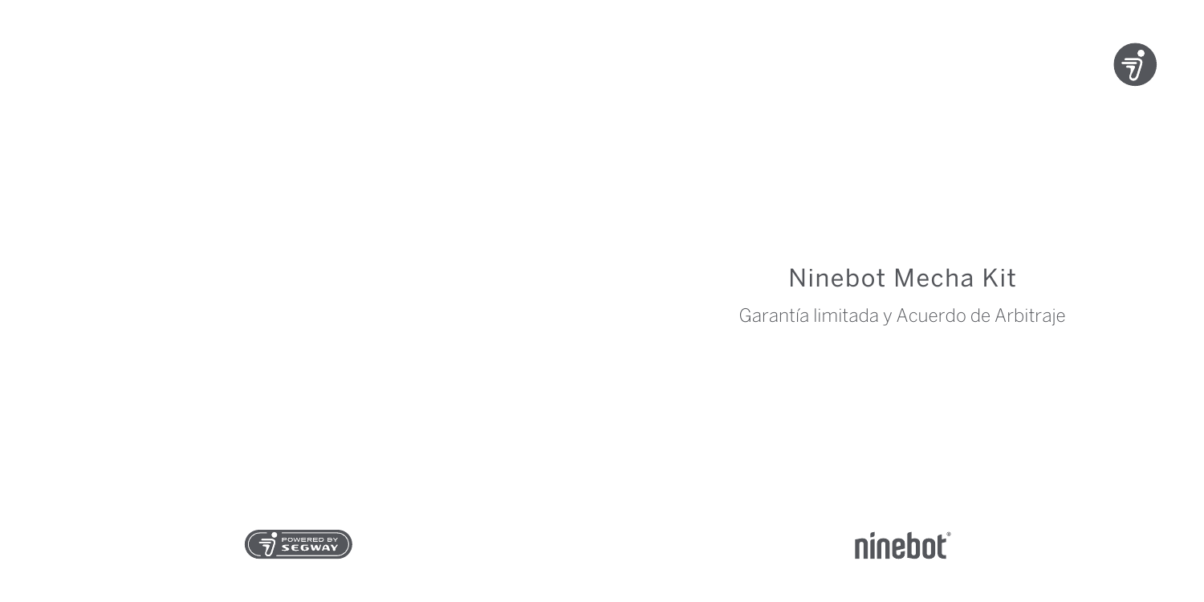# Ninebot Mecha Kit

Garantía limitada y Acuerdo de Arbitraje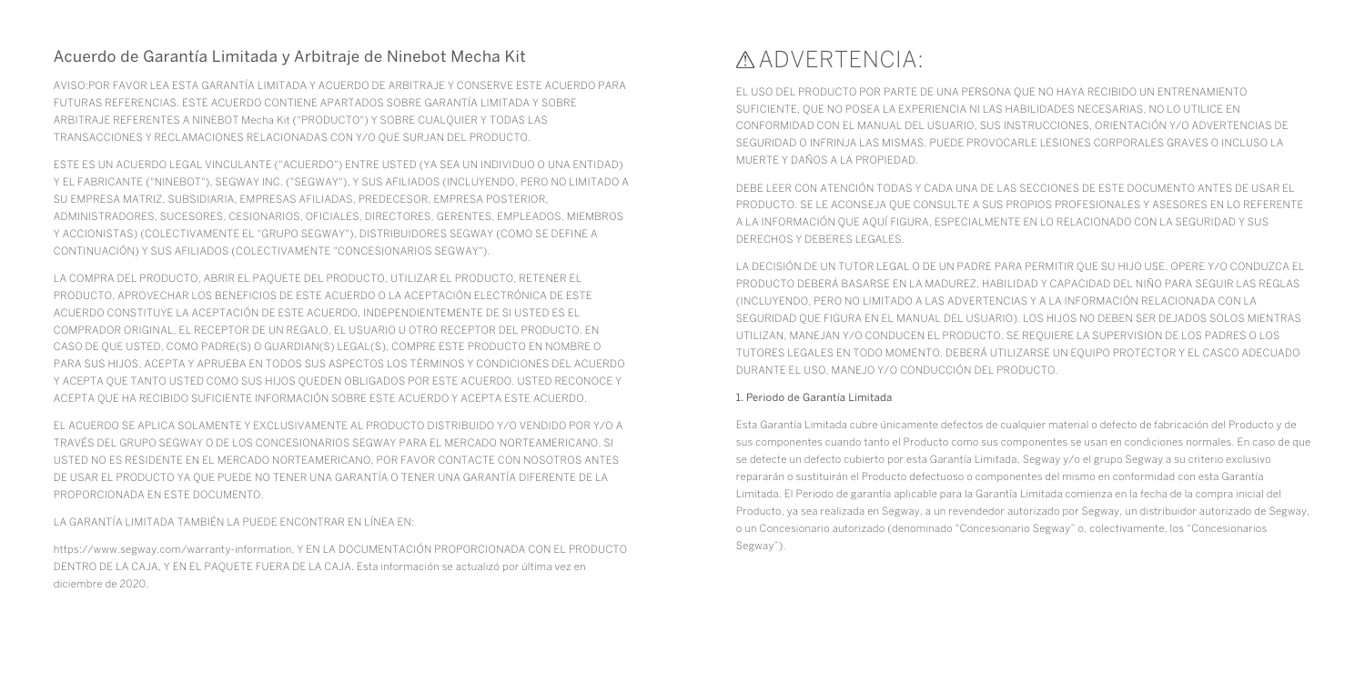## Acuerdo de Garantía Limitada y Arbitraje de Ninebot Mecha Kit

AVISO:POR FAVOR LEA ESTA GARANTÍA LIMITADA Y ACUERDO DE ARBITRAJE Y CONSERVE ESTE ACUERDO PARA FUTURAS REFERENCIAS. ESTE ACUERDO CONTIENE APARTADOS SOBRE GARANTÍA LIMITADA Y SOBRE ARBITRAJE REFERENTES A NINEBOT Mecha Kit ("PRODUCTO") Y SOBRE CUALQUIER Y TODAS LAS TRANSACCIONES Y RECLAMACIONES RELACIONADAS CON Y/O QUE SURJAN DEL PRODUCTO.

ESTE ES UN ACUERDO LEGAL VINCULANTE ("ACUERDO") ENTRE USTED (YA SEA UN INDIVIDUO O UNA ENTIDAD) Y EL FABRICANTE ("NINEBOT"), SEGWAY INC. ("SEGWAY"), Y SUS AFILIADOS (INCLUYENDO, PERO NO LIMITADO A SU EMPRESA MATRIZ, SUBSIDIARIA, EMPRESAS AFILIADAS, PREDECESOR, EMPRESA POSTERIOR, ADMINISTRADORES, SUCESORES, CESIONARIOS, OFICIALES, DIRECTORES, GERENTES, EMPLEADOS, MIEMBROS Y ACCIONISTAS) (COLECTIVAMENTE EL "GRUPO SEGWAY"), DISTRIBUIDORES SEGWAY (COMO SE DEFINE A CONTINUACIÓN) Y SUS AFILIADOS (COLECTIVAMENTE "CONCESIONARIOS SEGWAY").

LA COMPRA DEL PRODUCTO, ABRIR EL PAQUETE DEL PRODUCTO, UTILIZAR EL PRODUCTO, RETENER EL PRODUCTO, APROVECHAR LOS BENEFICIOS DE ESTE ACUERDO O LA ACEPTACIÓN ELECTRÓNICA DE ESTE ACUERDO CONSTITUYE LA ACEPTACIÓN DE ESTE ACUERDO, INDEPENDIENTEMENTE DE SI USTED ES EL COMPRADOR ORIGINAL, EL RECEPTOR DE UN REGALO, EL USUARIO U OTRO RECEPTOR DEL PRODUCTO. EN CASO DE QUE USTED, COMO PADRE(S) O GUARDIAN(S) LEGAL(S), COMPRE ESTE PRODUCTO EN NOMBRE O PARA SUS HIJOS, ACEPTA Y APRUEBA EN TODOS SUS ASPECTOS LOS TÉRMINOS Y CONDICIONES DEL ACUERDO Y ACEPTA QUE TANTO USTED COMO SUS HIJOS QUEDEN OBLIGADOS POR ESTE ACUERDO. USTED RECONOCE Y ACEPTA QUE HA RECIBIDO SUFICIENTE INFORMACIÓN SOBRE ESTE ACUERDO Y ACEPTA ESTE ACUERDO.

EL ACUERDO SE APLICA SOLAMENTE Y EXCLUSIVAMENTE AL PRODUCTO DISTRIBUIDO Y/O VENDIDO POR Y/O A TRAVÉS DEL GRUPO SEGWAY O DE LOS CONCESIONARIOS SEGWAY PARA EL MERCADO NORTEAMERICANO. SI USTED NO ES RESIDENTE EN EL MERCADO NORTEAMERICANO, POR FAVOR CONTACTE CON NOSOTROS ANTES DE USAR EL PRODUCTO YA QUE PUEDE NO TENER UNA GARANTÍA O TENER UNA GARANTÍA DIFERENTE DE LA PROPORCIONADA EN ESTE DOCUMENTO.

LA GARANTÍA LIMITADA TAMBIÉN LA PUEDE ENCONTRAR EN LÍNEA EN:

https://www.segway.com/warranty-information, Y EN LA DOCUMENTACIÓN PROPORCIONADA CON EL PRODUCTO DENTRO DE LA CAJA, Y EN EL PAQUETE FUERA DE LA CAJA. Esta información se actualizó por última vez en diciembre de 2020.

## ⚠ ADVERTENCIA:

EL USO DEL PRODUCTO POR PARTE DE UNA PERSONA QUE NO HAYA RECIBIDO UN ENTRENAMIENTO SUFICIENTE, QUE NO POSEA LA EXPERIENCIA NI LAS HABILIDADES NECESARIAS, NO LO UTILICE EN CONFORMIDAD CON EL MANUAL DEL USUARIO, SUS INSTRUCCIONES, ORIENTACIÓN Y/O ADVERTENCIAS DE SEGURIDAD O INFRINJA LAS MISMAS, PUEDE PROVOCARLE LESIONES CORPORALES GRAVES O INCLUSO LA MUERTE Y DAÑOS A LA PROPIEDAD.

DEBE LEER CON ATENCIÓN TODAS Y CADA UNA DE LAS SECCIONES DE ESTE DOCUMENTO ANTES DE USAR EL PRODUCTO. SE LE ACONSEJA QUE CONSULTE A SUS PROPIOS PROFESIONALES Y ASESORES EN LO REFERENTE A LA INFORMACIÓN QUE AQUÍ FIGURA, ESPECIALMENTE EN LO RELACIONADO CON LA SEGURIDAD Y SUS DERECHOS Y DEBERES LEGALES.

LA DECISIÓN DE UN TUTOR LEGAL O DE UN PADRE PARA PERMITIR QUE SU HIJO USE, OPERE Y/O CONDUZCA EL PRODUCTO DEBERÁ BASARSE EN LA MADUREZ, HABILIDAD Y CAPACIDAD DEL NIÑO PARA SEGUIR LAS REGLAS (INCLUYENDO, PERO NO LIMITADO A LAS ADVERTENCIAS Y A LA INFORMACIÓN RELACIONADA CON LA SEGURIDAD QUE FIGURA EN EL MANUAL DEL USUARIO). LOS HIJOS NO DEBEN SER DEJADOS SOLOS MIENTRAS UTILIZAN, MANEJAN Y/O CONDUCEN EL PRODUCTO. SE REQUIERE LA SUPERVISION DE LOS PADRES O LOS TUTORES LEGALES EN TODO MOMENTO. DEBERÁ UTILIZARSE UN EQUIPO PROTECTOR Y EL CASCO ADECUADO DURANTE EL USO, MANEJO Y/O CONDUCCIÓN DEL PRODUCTO.

### 1. Periodo de Garantía Limitada

Esta Garantía Limitada cubre únicamente defectos de cualquier material o defecto de fabricación del Producto y de sus componentes cuando tanto el Producto como sus componentes se usan en condiciones normales. En caso de que se detecte un defecto cubierto por esta Garantía Limitada, Segway y/o el grupo Segway a su criterio exclusivo repararán o sustituirán el Producto defectuoso o componentes del mismo en conformidad con esta Garantía Limitada. El Periodo de garantía aplicable para la Garantía Limitada comienza en la fecha de la compra inicial del Producto, ya sea realizada en Segway, a un revendedor autorizado por Segway, un distribuidor autorizado de Segway, o un Concesionario autorizado (denominado "Concesionario Segway" o, colectivamente, los "Concesionarios Segway").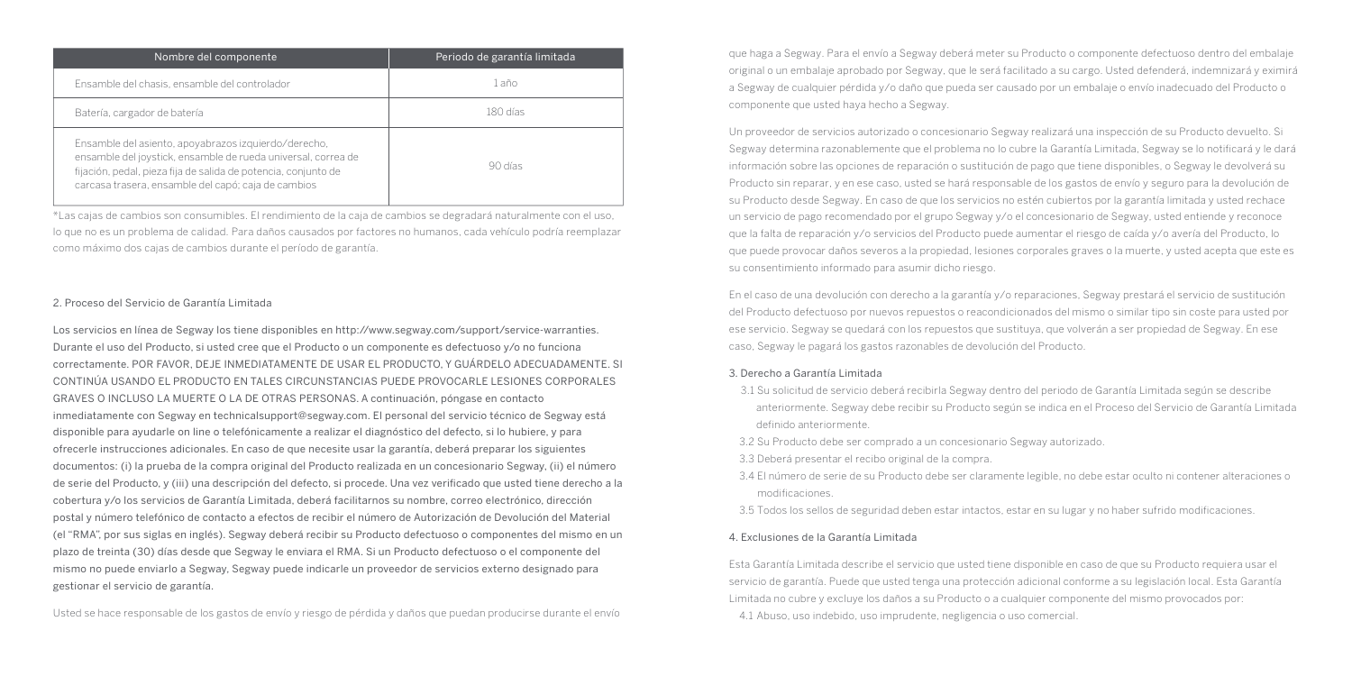| Nombre del componente | Periodo de garantía limitada |
| --- | --- |
| Ensamble del chasis, ensamble del controlador | 1 año |
| Batería, cargador de batería | 180 días |
| Ensamble del asiento, apoyabrazos izquierdo/derecho, ensamble del joystick, ensamble de rueda universal, correa de fijación, pedal, pieza fija de salida de potencia, conjunto de carcasa trasera, ensamble del capó; caja de cambios | 90 días |

*Las cajas de cambios son consumibles. El rendimiento de la caja de cambios se degradará naturalmente con el uso, lo que no es un problema de calidad. Para daños causados por factores no humanos, cada vehículo podría reemplazar como máximo dos cajas de cambios durante el período de garantía.

## 2. Proceso del Servicio de Garantía Limitada

Los servicios en línea de Segway los tiene disponibles en http://www.segway.com/support/service-warranties. Durante el uso del Producto, si usted cree que el Producto o un componente es defectuoso y/o no funciona correctamente. POR FAVOR, DEJE INMEDIATAMENTE DE USAR EL PRODUCTO, Y GUÁRDELO ADECUADAMENTE. SI CONTINÚA USANDO EL PRODUCTO EN TALES CIRCUNSTANCIAS PUEDE PROVOCARLE LESIONES CORPORALES GRAVES O INCLUSO LA MUERTE O LA DE OTRAS PERSONAS. A continuación, póngase en contacto inmediatamente con Segway en technicalsupport@segway.com. El personal del servicio técnico de Segway está disponible para ayudarle on line o telefónicamente a realizar el diagnóstico del defecto, si lo hubiere, y para ofrecerle instrucciones adicionales. En caso de que necesite usar la garantía, deberá preparar los siguientes documentos: (i) la prueba de la compra original del Producto realizada en un concesionario Segway, (ii) el número de serie del Producto, y (iii) una descripción del defecto, si procede. Una vez verificado que usted tiene derecho a la cobertura y/o los servicios de Garantía Limitada, deberá facilitarnos su nombre, correo electrónico, dirección postal y número telefónico de contacto a efectos de recibir el número de Autorización de Devolución del Material (el "RMA", por sus siglas en inglés). Segway deberá recibir su Producto defectuoso o componentes del mismo en un plazo de treinta (30) días desde que Segway le enviara el RMA. Si un Producto defectuoso o el componente del mismo no puede enviarlo a Segway, Segway puede indicarle un proveedor de servicios externo designado para gestionar el servicio de garantía.

Usted se hace responsable de los gastos de envío y riesgo de pérdida y daños que puedan producirse durante el envío que haga a Segway. Para el envío a Segway deberá meter su Producto o componente defectuoso dentro del embalaje original o un embalaje aprobado por Segway, que le será facilitado a su cargo. Usted defenderá, indemnizará y eximirá a Segway de cualquier pérdida y/o daño que pueda ser causado por un embalaje o envío inadecuado del Producto o componente que usted haya hecho a Segway.

Un proveedor de servicios autorizado o concesionario Segway realizará una inspección de su Producto devuelto. Si Segway determina razonablemente que el problema no lo cubre la Garantía Limitada, Segway se lo notificará y le dará información sobre las opciones de reparación o sustitución de pago que tiene disponibles, o Segway le devolverá su Producto sin reparar, y en ese caso, usted se hará responsable de los gastos de envío y seguro para la devolución de su Producto desde Segway. En caso de que los servicios no estén cubiertos por la garantía limitada y usted rechace un servicio de pago recomendado por el grupo Segway y/o el concesionario de Segway, usted entiende y reconoce que la falta de reparación y/o servicios del Producto puede aumentar el riesgo de caída y/o avería del Producto, lo que puede provocar daños severos a la propiedad, lesiones corporales graves o la muerte, y usted acepta que este es su consentimiento informado para asumir dicho riesgo.

En el caso de una devolución con derecho a la garantía y/o reparaciones, Segway prestará el servicio de sustitución del Producto defectuoso por nuevos repuestos o reacondicionados del mismo o similar tipo sin coste para usted por ese servicio. Segway se quedará con los repuestos que sustituya, que volverán a ser propiedad de Segway. En ese caso, Segway le pagará los gastos razonables de devolución del Producto.

## 3. Derecho a Garantía Limitada

3.1 Su solicitud de servicio deberá recibirla Segway dentro del periodo de Garantía Limitada según se describe anteriormente. Segway debe recibir su Producto según se indica en el Proceso del Servicio de Garantía Limitada definido anteriormente.

3.2 Su Producto debe ser comprado a un concesionario Segway autorizado.

3.3 Deberá presentar el recibo original de la compra.

3.4 El número de serie de su Producto debe ser claramente legible, no debe estar oculto ni contener alteraciones o modificaciones.

3.5 Todos los sellos de seguridad deben estar intactos, estar en su lugar y no haber sufrido modificaciones.

## 4. Exclusiones de la Garantía Limitada

Esta Garantía Limitada describe el servicio que usted tiene disponible en caso de que su Producto requiera usar el servicio de garantía. Puede que usted tenga una protección adicional conforme a su legislación local. Esta Garantía Limitada no cubre y excluye los daños a su Producto o a cualquier componente del mismo provocados por:

4.1 Abuso, uso indebido, uso imprudente, negligencia o uso comercial.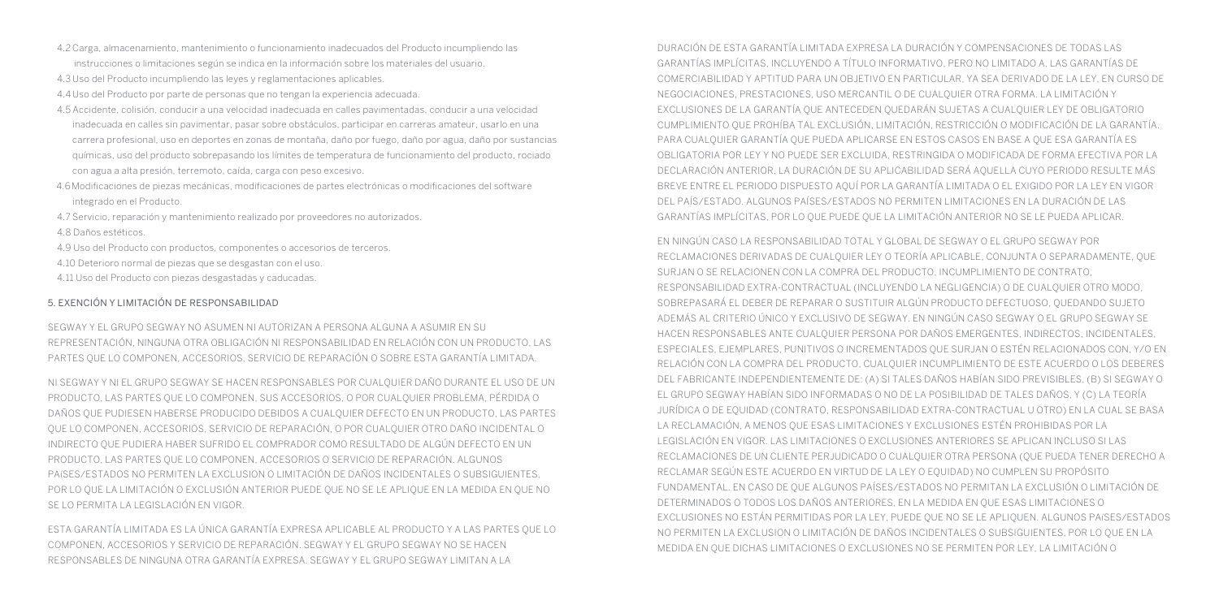4.2 Carga, almacenamiento, mantenimiento o funcionamiento inadecuados del Producto incumpliendo las instrucciones o limitaciones según se indica en la información sobre los materiales del usuario.

4.3 Uso del Producto incumpliendo las leyes y reglamentaciones aplicables.

4.4 Uso del Producto por parte de personas que no tengan la experiencia adecuada.

4.5 Accidente, colisión, conducir a una velocidad inadecuada en calles pavimentadas, conducir a una velocidad inadecuada en calles sin pavimentar, pasar sobre obstáculos, participar en carreras amateur, usarlo en una carrera profesional, uso en deportes en zonas de montaña, daño por fuego, daño por agua, daño por sustancias químicas, uso del producto sobrepasando los límites de temperatura de funcionamiento del producto, rociado con agua a alta presión, terremoto, caída, carga con peso excesivo.

4.6 Modificaciones de piezas mecánicas, modificaciones de partes electrónicas o modificaciones del software integrado en el Producto.

4.7 Servicio, reparación y mantenimiento realizado por proveedores no autorizados.

4.8 Daños estéticos.

4.9 Uso del Producto con productos, componentes o accesorios de terceros.

4.10 Deterioro normal de piezas que se desgastan con el uso.

4.11 Uso del Producto con piezas desgastadas y caducadas.

## 5. EXENCIÓN Y LIMITACIÓN DE RESPONSABILIDAD

SEGWAY Y EL GRUPO SEGWAY NO ASUMEN NI AUTORIZAN A PERSONA ALGUNA A ASUMIR EN SU REPRESENTACIÓN, NINGUNA OTRA OBLIGACIÓN NI RESPONSABILIDAD EN RELACIÓN CON UN PRODUCTO, LAS PARTES QUE LO COMPONEN, ACCESORIOS, SERVICIO DE REPARACIÓN O SOBRE ESTA GARANTÍA LIMITADA.

NI SEGWAY Y NI EL GRUPO SEGWAY SE HACEN RESPONSABLES POR CUALQUIER DAÑO DURANTE EL USO DE UN PRODUCTO, LAS PARTES QUE LO COMPONEN, SUS ACCESORIOS, O POR CUALQUIER PROBLEMA, PÉRDIDA O DAÑOS QUE PUDIESEN HABERSE PRODUCIDO DEBIDOS A CUALQUIER DEFECTO EN UN PRODUCTO, LAS PARTES QUE LO COMPONEN, ACCESORIOS, SERVICIO DE REPARACIÓN, O POR CUALQUIER OTRO DAÑO INCIDENTAL O INDIRECTO QUE PUDIERA HABER SUFRIDO EL COMPRADOR COMO RESULTADO DE ALGÚN DEFECTO EN UN PRODUCTO, LAS PARTES QUE LO COMPONEN, ACCESORIOS O SERVICIO DE REPARACIÓN. ALGUNOS PAÍSES/ESTADOS NO PERMITEN LA EXCLUSION O LIMITACIÓN DE DAÑOS INCIDENTALES O SUBSIGUIENTES, POR LO QUE LA LIMITACIÓN O EXCLUSIÓN ANTERIOR PUEDE QUE NO SE LE APLIQUE EN LA MEDIDA EN QUE NO SE LO PERMITA LA LEGISLACIÓN EN VIGOR.

ESTA GARANTÍA LIMITADA ES LA ÚNICA GARANTÍA EXPRESA APLICABLE AL PRODUCTO Y A LAS PARTES QUE LO COMPONEN, ACCESORIOS Y SERVICIO DE REPARACIÓN. SEGWAY Y EL GRUPO SEGWAY NO SE HACEN RESPONSABLES DE NINGUNA OTRA GARANTÍA EXPRESA. SEGWAY Y EL GRUPO SEGWAY LIMITAN A LA DURACIÓN DE ESTA GARANTÍA LIMITADA EXPRESA LA DURACIÓN Y COMPENSACIONES DE TODAS LAS GARANTÍAS IMPLÍCITAS, INCLUYENDO A TÍTULO INFORMATIVO, PERO NO LIMITADO A, LAS GARANTÍAS DE COMERCIABILIDAD Y APTITUD PARA UN OBJETIVO EN PARTICULAR, YA SEA DERIVADO DE LA LEY, EN CURSO DE NEGOCIACIONES, PRESTACIONES, USO MERCANTIL O DE CUALQUIER OTRA FORMA. LA LIMITACIÓN Y EXCLUSIONES DE LA GARANTÍA QUE ANTECEDEN QUEDARÁN SUJETAS A CUALQUIER LEY DE OBLIGATORIO CUMPLIMIENTO QUE PROHÍBA TAL EXCLUSIÓN, LIMITACIÓN, RESTRICCIÓN O MODIFICACIÓN DE LA GARANTÍA. PARA CUALQUIER GARANTÍA QUE PUEDA APLICARSE EN ESTOS CASOS EN BASE A QUE ESA GARANTÍA ES OBLIGATORIA POR LEY Y NO PUEDE SER EXCLUIDA, RESTRINGIDA O MODIFICADA DE FORMA EFECTIVA POR LA DECLARACIÓN ANTERIOR, LA DURACIÓN DE SU APLICABILIDAD SERÁ AQUELLA CUYO PERIODO RESULTE MÁS BREVE ENTRE EL PERIODO DISPUESTO AQUÍ POR LA GARANTÍA LIMITADA O EL EXIGIDO POR LA LEY EN VIGOR DEL PAÍS/ESTADO. ALGUNOS PAÍSES/ESTADOS NO PERMITEN LIMITACIONES EN LA DURACIÓN DE LAS GARANTÍAS IMPLÍCITAS, POR LO QUE PUEDE QUE LA LIMITACIÓN ANTERIOR NO SE LE PUEDA APLICAR.

EN NINGÚN CASO LA RESPONSABILIDAD TOTAL Y GLOBAL DE SEGWAY O EL GRUPO SEGWAY POR RECLAMACIONES DERIVADAS DE CUALQUIER LEY O TEORÍA APLICABLE, CONJUNTA O SEPARADAMENTE, QUE SURJAN O SE RELACIONEN CON LA COMPRA DEL PRODUCTO, INCUMPLIMIENTO DE CONTRATO, RESPONSABILIDAD EXTRA-CONTRACTUAL (INCLUYENDO LA NEGLIGENCIA) O DE CUALQUIER OTRO MODO, SOBREPASARÁ EL DEBER DE REPARAR O SUSTITUIR ALGÚN PRODUCTO DEFECTUOSO, QUEDANDO SUJETO ADEMÁS AL CRITERIO ÚNICO Y EXCLUSIVO DE SEGWAY. EN NINGÚN CASO SEGWAY O EL GRUPO SEGWAY SE HACEN RESPONSABLES ANTE CUALQUIER PERSONA POR DAÑOS EMERGENTES, INDIRECTOS, INCIDENTALES, ESPECIALES, EJEMPLARES, PUNITIVOS O INCREMENTADOS QUE SURJAN O ESTÉN RELACIONADOS CON, Y/O EN RELACIÓN CON LA COMPRA DEL PRODUCTO, CUALQUIER INCUMPLIMIENTO DE ESTE ACUERDO O LOS DEBERES DEL FABRICANTE INDEPENDIENTEMENTE DE: (A) SI TALES DAÑOS HABÍAN SIDO PREVISIBLES, (B) SI SEGWAY O EL GRUPO SEGWAY HABÍAN SIDO INFORMADAS O NO DE LA POSIBILIDAD DE TALES DAÑOS, Y (C) LA TEORÍA JURÍDICA O DE EQUIDAD (CONTRATO, RESPONSABILIDAD EXTRA-CONTRACTUAL U OTRO) EN LA CUAL SE BASA LA RECLAMACIÓN, A MENOS QUE ESAS LIMITACIONES Y EXCLUSIONES ESTÉN PROHIBIDAS POR LA LEGISLACIÓN EN VIGOR. LAS LIMITACIONES O EXCLUSIONES ANTERIORES SE APLICAN INCLUSO SI LAS RECLAMACIONES DE UN CLIENTE PERJUDICADO O CUALQUIER OTRA PERSONA (QUE PUEDA TENER DERECHO A RECLAMAR SEGÚN ESTE ACUERDO EN VIRTUD DE LA LEY O EQUIDAD) NO CUMPLEN SU PROPÓSITO FUNDAMENTAL. EN CASO DE QUE ALGUNOS PAÍSES/ESTADOS NO PERMITAN LA EXCLUSIÓN O LIMITACIÓN DE DETERMINADOS O TODOS LOS DAÑOS ANTERIORES, EN LA MEDIDA EN QUE ESAS LIMITACIONES O EXCLUSIONES NO ESTÁN PERMITIDAS POR LA LEY, PUEDE QUE NO SE LE APLIQUEN. ALGUNOS PAÍSES/ESTADOS NO PERMITEN LA EXCLUSION O LIMITACIÓN DE DAÑOS INCIDENTALES O SUBSIGUIENTES, POR LO QUE EN LA MEDIDA EN QUE DICHAS LIMITACIONES O EXCLUSIONES NO SE PERMITEN POR LEY, LA LIMITACIÓN O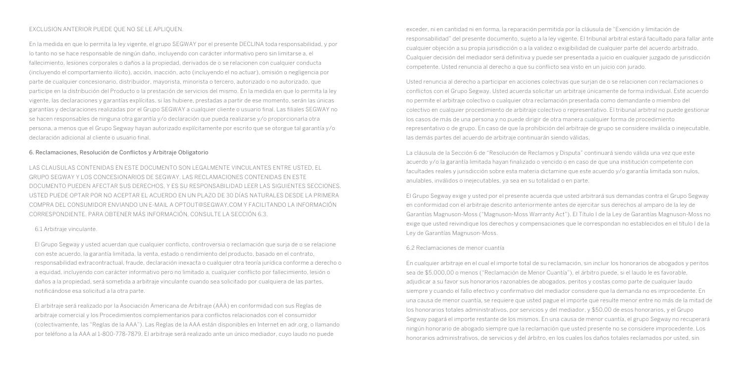EXCLUSION ANTERIOR PUEDE QUE NO SE LE APLIQUEN.

En la medida en que lo permita la ley vigente, el grupo SEGWAY por el presente DECLINA toda responsabilidad, y por lo tanto no se hace responsable de ningún daño, incluyendo con carácter informativo pero sin limitarse a, el fallecimiento, lesiones corporales o daños a la propiedad, derivados de o se relacionen con cualquier conducta (incluyendo el comportamiento ilícito), acción, inacción, acto (incluyendo el no actuar), omisión o negligencia por parte de cualquier concesionario, distribuidor, mayorista, minorista o tercero, autorizado o no autorizado, que participe en la distribución del Producto o la prestación de servicios del mismo. En la medida en que lo permita la ley vigente, las declaraciones y garantías explícitas, si las hubiere, prestadas a partir de ese momento, serán las únicas garantías y declaraciones realizadas por el Grupo SEGWAY a cualquier cliente o usuario final. Las filiales SEGWAY no se hacen responsables de ninguna otra garantía y/o declaración que pueda realizarse y/o proporcionarla otra persona, a menos que el Grupo Segway hayan autorizado explícitamente por escrito que se otorgue tal garantía y/o declaración adicional al cliente o usuario final.

## 6. Reclamaciones, Resolución de Conflictos y Arbitraje Obligatorio

LAS CLAUSULAS CONTENIDAS EN ESTE DOCUMENTO SON LEGALMENTE VINCULANTES ENTRE USTED, EL GRUPO SEGWAY Y LOS CONCESIONARIOS DE SEGWAY. LAS RECLAMACIONES CONTENIDAS EN ESTE DOCUMENTO PUEDEN AFECTAR SUS DERECHOS, Y ES SU RESPONSABILIDAD LEER LAS SIGUIENTES SECCIONES. USTED PUEDE OPTAR POR NO ACEPTAR EL ACUERDO EN UN PLAZO DE 30 DÍAS NATURALES DESDE LA PRIMERA COMPRA DEL CONSUMIDOR ENVIANDO UN E-MAIL A OPTOUT@SEGWAY.COM Y FACILITANDO LA INFORMACIÓN CORRESPONDIENTE. PARA OBTENER MÁS INFORMACIÓN, CONSULTE LA SECCIÓN 6.3.

### 6.1 Arbitraje vinculante.

El Grupo Segway y usted acuerdan que cualquier conflicto, controversia o reclamación que surja de o se relacione con este acuerdo, la garantía limitada, la venta, estado o rendimiento del producto, basado en el contrato, responsabilidad extracontractual, fraude, declaración inexacta o cualquier otra teoría jurídica conforme a derecho o a equidad, incluyendo con carácter informativo pero no limitado a, cualquier conflicto por fallecimiento, lesión o daños a la propiedad, será sometida a arbitraje vinculante cuando sea solicitado por cualquiera de las partes, notificándose esa solicitud a la otra parte.

El arbitraje será realizado por la Asociación Americana de Arbitraje (AAA) en conformidad con sus Reglas de arbitraje comercial y los Procedimientos complementarios para conflictos relacionados con el consumidor (colectivamente, las "Reglas de la AAA"). Las Reglas de la AAA están disponibles en Internet en adr.org, o llamando por teléfono a la AAA al 1-800-778-7879. El arbitraje será realizado ante un único mediador, cuyo laudo no puede exceder, ni en cantidad ni en forma, la reparación permitida por la cláusula de "Exención y limitación de responsabilidad" del presente documento, sujeto a la ley vigente. El tribunal arbitral estará facultado para fallar ante cualquier objeción a su propia jurisdicción o a la validez o exigibilidad de cualquier parte del acuerdo arbitrado. Cualquier decisión del mediador será definitiva y puede ser presentada a juicio en cualquier juzgado de jurisdicción competente. Usted renuncia al derecho a que su conflicto sea visto en un juicio con jurado.

Usted renuncia al derecho a participar en acciones colectivas que surjan de o se relacionen con reclamaciones o conflictos con el Grupo Segway. Usted acuerda solicitar un arbitraje únicamente de forma individual. Este acuerdo no permite el arbitraje colectivo o cualquier otra reclamación presentada como demandante o miembro del colectivo en cualquier procedimiento de arbitraje colectivo o representativo. El tribunal arbitral no puede gestionar los casos de más de una persona y no puede dirigir de otra manera cualquier forma de procedimiento representativo o de grupo. En caso de que la prohibición del arbitraje de grupo se considere inválida o inejecutable, las demás partes del acuerdo de arbitraje continuarán siendo válidas.

La cláusula de la Sección 6 de "Resolución de Reclamos y Disputa" continuará siendo válida una vez que este acuerdo y/o la garantía limitada hayan finalizado o vencido o en caso de que una institución competente con facultades reales y jurisdicción sobre esta materia dictamine que este acuerdo y/o garantía limitada son nulos, anulables, inválidos o inejecutables, ya sea en su totalidad o en parte.

El Grupo Segway exige y usted por el presente acuerda que usted arbitrará sus demandas contra el Grupo Segway en conformidad con el arbitraje descrito anteriormente antes de ejercitar sus derechos al amparo de la ley de Garantías Magnuson-Moss ("Magnuson-Moss Warranty Act"). El Título I de la Ley de Garantías Magnuson-Moss no exige que usted reivindique los derechos y compensaciones que le correspondan no establecidos en el título I de la Ley de Garantías Magnuson-Moss.

### 6.2 Reclamaciones de menor cuantía

En cualquier arbitraje en el cual el importe total de su reclamación, sin incluir los honorarios de abogados y peritos sea de $5.000,00 o menos ("Reclamación de Menor Cuantía"), el árbitro puede, si el laudo le es favorable, adjudicar a su favor sus honorarios razonables de abogados, peritos y costas como parte de cualquier laudo siempre y cuando el fallo efectivo y confirmativo del mediador considere que la demanda no es improcedente. En una causa de menor cuantía, se requiere que usted pague el importe que resulte menor entre no más de la mitad de los honorarios totales administrativos, por servicios y del mediador, y $50,00 de esos honorarios, y el Grupo Segway pagará el importe restante de los mismos. En una causa de menor cuantía, el grupo Segway no recuperará ningún honorario de abogado siempre que la reclamación que usted presente no se considere improcedente. Los honorarios administrativos, de servicios y del árbitro, en los cuales los daños totales reclamados por usted, sin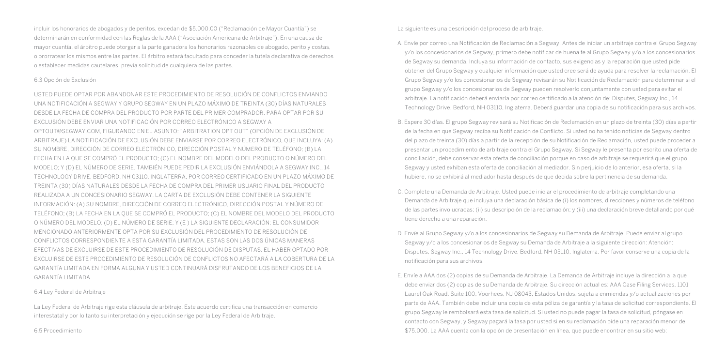incluir los honorarios de abogados y de peritos, excedan de $5.000,00 ("Reclamación de Mayor Cuantía") se determinarán en conformidad con las Reglas de la AAA ("Asociación Americana de Arbitraje"). En una causa de mayor cuantía, el árbitro puede otorgar a la parte ganadora los honorarios razonables de abogado, perito y costas, o prorratear los mismos entre las partes. El árbitro estará facultado para conceder la tutela declarativa de derechos o establecer medidas cautelares, previa solicitud de cualquiera de las partes.

### 6.3 Opción de Exclusión

USTED PUEDE OPTAR POR ABANDONAR ESTE PROCEDIMIENTO DE RESOLUCIÓN DE CONFLICTOS ENVIANDO UNA NOTIFICACIÓN A SEGWAY Y GRUPO SEGWAY EN UN PLAZO MÁXIMO DE TREINTA (30) DÍAS NATURALES DESDE LA FECHA DE COMPRA DEL PRODUCTO POR PARTE DEL PRIMER COMPRADOR. PARA OPTAR POR SU EXCLUSIÓN DEBE ENVIAR UNA NOTIFICACIÓN POR CORREO ELECTRÓNICO A SEGWAY A OPTOUT@SEGWAY.COM, FIGURANDO EN EL ASUNTO: "ARBITRATION OPT OUT" (OPCIÓN DE EXCLUSIÓN DE ARBITRAJE) LA NOTIFICACIÓN DE EXCLUSIÓN DEBE ENVIARSE POR CORREO ELECTRÓNICO, QUE INCLUYA: (A) SU NOMBRE, DIRECCIÓN DE CORREO ELECTRÓNICO, DIRECCIÓN POSTAL Y NÚMERO DE TELÉFONO; (B) LA FECHA EN LA QUE SE COMPRÓ EL PRODUCTO; (C) EL NOMBRE DEL MODELO DEL PRODUCTO O NÚMERO DEL MODELO; Y (D) EL NÚMERO DE SERIE. TAMBIÉN PUEDE PEDIR LA EXCLUSIÓN ENVIÁNDOLA A SEGWAY INC., 14 TECHNOLOGY DRIVE, BEDFORD, NH 03110, INGLATERRA, POR CORREO CERTIFICADO EN UN PLAZO MÁXIMO DE TREINTA (30) DÍAS NATURALES DESDE LA FECHA DE COMPRA DEL PRIMER USUARIO FINAL DEL PRODUCTO REALIZADA A UN CONCESIONARIO SEGWAY. LA CARTA DE EXCLUSIÓN DEBE CONTENER LA SIGUIENTE INFORMACIÓN: (A) SU NOMBRE, DIRECCIÓN DE CORREO ELECTRÓNICO, DIRECCIÓN POSTAL Y NÚMERO DE TELÉFONO; (B) LA FECHA EN LA QUE SE COMPRÓ EL PRODUCTO; (C) EL NOMBRE DEL MODELO DEL PRODUCTO O NÚMERO DEL MODELO; (D) EL NÚMERO DE SERIE; Y (E ) LA SIGUIENTE DECLARACIÓN: EL CONSUMIDOR MENCIONADO ANTERIORMENTE OPTA POR SU EXCLUSIÓN DEL PROCEDIMIENTO DE RESOLUCIÓN DE CONFLICTOS CORRESPONDIENTE A ESTA GARANTÍA LIMITADA. ESTAS SON LAS DOS ÚNICAS MANERAS EFECTIVAS DE EXCLUIRSE DE ESTE PROCEDIMIENTO DE RESOLUCIÓN DE DISPUTAS. EL HABER OPTADO POR EXCLUIRSE DE ESTE PROCEDIMIENTO DE RESOLUCIÓN DE CONFLICTOS NO AFECTARÁ A LA COBERTURA DE LA GARANTÍA LIMITADA EN FORMA ALGUNA Y USTED CONTINUARÁ DISFRUTANDO DE LOS BENEFICIOS DE LA GARANTÍA LIMITADA.

### 6.4 Ley Federal de Arbitraje

La Ley Federal de Arbitraje rige esta cláusula de arbitraje. Este acuerdo certifica una transacción en comercio interestatal y por lo tanto su interpretación y ejecución se rige por la Ley Federal de Arbitraje.

### 6.5 Procedimiento

La siguiente es una descripción del proceso de arbitraje.

A. Envíe por correo una Notificación de Reclamación a Segway. Antes de iniciar un arbitraje contra el Grupo Segway y/o los concesionarios de Segway, primero debe notificar de buena fe al Grupo Segway y/o a los concesionarios de Segway su demanda. Incluya su información de contacto, sus exigencias y la reparación que usted pide obtener del Grupo Segway y cualquier información que usted cree será de ayuda para resolver la reclamación. El Grupo Segway y/o los concesionarios de Segway revisarán su Notificación de Reclamación para determinar si el grupo Segway y/o los concesionarios de Segway pueden resolverlo conjuntamente con usted para evitar el arbitraje. La notificación deberá enviarla por correo certificado a la atención de: Disputes, Segway Inc., 14 Technology Drive, Bedford, NH 03110, Inglaterra. Deberá guardar una copia de su notificación para sus archivos.

B. Espere 30 días. El grupo Segway revisará su Notificación de Reclamación en un plazo de treinta (30) días a partir de la fecha en que Segway reciba su Notificación de Conflicto. Si usted no ha tenido noticias de Segway dentro del plazo de treinta (30) días a partir de la recepción de su Notificación de Reclamación, usted puede proceder a presentar un procedimiento de arbitraje contra el Grupo Segway. Si Segway le presenta por escrito una oferta de conciliación, debe conservar esta oferta de conciliación porque en caso de arbitraje se requerirá que el grupo Segway y usted exhiban esta oferta de conciliación al mediador. Sin perjuicio de lo anterior, esa oferta, si la hubiere, no se exhibirá al mediador hasta después de que decida sobre la pertinencia de su demanda.

C. Complete una Demanda de Arbitraje. Usted puede iniciar el procedimiento de arbitraje completando una Demanda de Arbitraje que incluya una declaración básica de (i) los nombres, direcciones y números de teléfono de las partes involucradas; (ii) su descripción de la reclamación; y (iii) una declaración breve detallando por qué tiene derecho a una reparación.

D. Envíe al Grupo Segway y/o a los concesionarios de Segway su Demanda de Arbitraje. Puede enviar al grupo Segway y/o a los concesionarios de Segway su Demanda de Arbitraje a la siguiente dirección: Atención: Disputes, Segway Inc., 14 Technology Drive, Bedford, NH 03110, Inglaterra. Por favor conserve una copia de la notificación para sus archivos.

E. Envíe a AAA dos (2) copias de su Demanda de Arbitraje. La Demanda de Arbitraje incluye la dirección a la que debe enviar dos (2) copias de su Demanda de Arbitraje. Su dirección actual es: AAA Case Filing Services, 1101 Laurel Oak Road, Suite 100, Voorhees, NJ 08043, Estados Unidos, sujeta a enmiendas y/o actualizaciones por parte de AAA. También debe incluir una copia de esta póliza de garantía y la tasa de solicitud correspondiente. El grupo Segway le rembolsará esta tasa de solicitud. Si usted no puede pagar la tasa de solicitud, póngase en contacto con Segway, y Segway pagará la tasa por usted si en su reclamación pide una reparación menor de $75.000. La AAA cuenta con la opción de presentación en línea, que puede encontrar en su sitio web: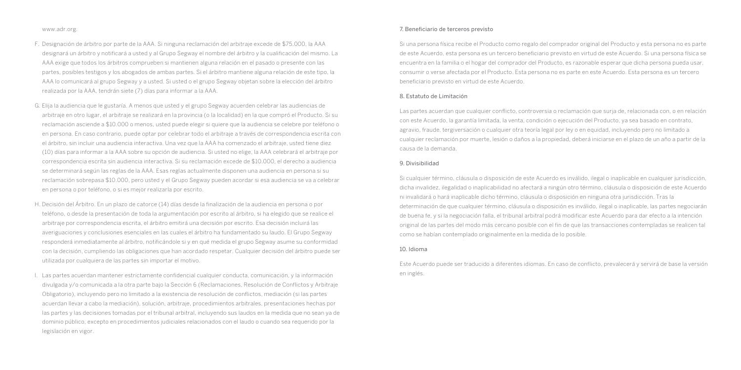www.adr.org.

F. Designación de árbitro por parte de la AAA. Si ninguna reclamación del arbitraje excede de $75.000, la AAA designará un árbitro y notificará a usted y al Grupo Segway el nombre del árbitro y la cualificación del mismo. La AAA exige que todos los árbitros comprueben si mantienen alguna relación en el pasado o presente con las partes, posibles testigos y los abogados de ambas partes. Si el árbitro mantiene alguna relación de este tipo, la AAA lo comunicará al grupo Segway y a usted. Si usted o el grupo Segway objetan sobre la elección del árbitro realizada por la AAA, tendrán siete (7) días para informar a la AAA.

G. Elija la audiencia que le gustaría. A menos que usted y el grupo Segway acuerden celebrar las audiencias de arbitraje en otro lugar, el arbitraje se realizará en la provincia (o la localidad) en la que compró el Producto. Si su reclamación asciende a $10.000 o menos, usted puede elegir si quiere que la audiencia se celebre por teléfono o en persona. En caso contrario, puede optar por celebrar todo el arbitraje a través de correspondencia escrita con el árbitro, sin incluir una audiencia interactiva. Una vez que la AAA ha comenzado el arbitraje, usted tiene diez (10) días para informar a la AAA sobre su opción de audiencia. Si usted no elige, la AAA celebrará el arbitraje por correspondencia escrita sin audiencia interactiva. Si su reclamación excede de $10.000, el derecho a audiencia se determinará según las reglas de la AAA. Esas reglas actualmente disponen una audiencia en persona si su reclamación sobrepasa $10.000, pero usted y el Grupo Segway pueden acordar si esa audiencia se va a celebrar en persona o por teléfono, o si es mejor realizarla por escrito.

H. Decisión del Árbitro. En un plazo de catorce (14) días desde la finalización de la audiencia en persona o por teléfono, o desde la presentación de toda la argumentación por escrito al árbitro, si ha elegido que se realice el arbitraje por correspondencia escrita, el árbitro emitirá una decisión por escrito. Esa decisión incluirá las averiguaciones y conclusiones esenciales en las cuales el árbitro ha fundamentado su laudo. El Grupo Segway responderá inmediatamente al árbitro, notificándole si y en qué medida el grupo Segway asume su conformidad con la decisión, cumpliendo las obligaciones que han acordado respetar. Cualquier decisión del árbitro puede ser utilizada por cualquiera de las partes sin importar el motivo.

I. Las partes acuerdan mantener estrictamente confidencial cualquier conducta, comunicación, y la información divulgada y/o comunicada a la otra parte bajo la Sección 6 (Reclamaciones, Resolución de Conflictos y Arbitraje Obligatorio), incluyendo pero no limitado a la existencia de resolución de conflictos, mediación (si las partes acuerdan llevar a cabo la mediación), solución, arbitraje, procedimientos arbitrales, presentaciones hechas por las partes y las decisiones tomadas por el tribunal arbitral, incluyendo sus laudos en la medida que no sean ya de dominio público, excepto en procedimientos judiciales relacionados con el laudo o cuando sea requerido por la legislación en vigor.

## 7. Beneficiario de terceros previsto

Si una persona física recibe el Producto como regalo del comprador original del Producto y esta persona no es parte de este Acuerdo, esta persona es un tercero beneficiario previsto en virtud de este Acuerdo. Si una persona física se encuentra en la familia o el hogar del comprador del Producto, es razonable esperar que dicha persona pueda usar, consumir o verse afectada por el Producto. Esta persona no es parte en este Acuerdo. Esta persona es un tercero beneficiario previsto en virtud de este Acuerdo.

## 8. Estatuto de Limitación

Las partes acuerdan que cualquier conflicto, controversia o reclamación que surja de, relacionada con, o en relación con este Acuerdo, la garantía limitada, la venta, condición o ejecución del Producto, ya sea basado en contrato, agravio, fraude, tergiversación o cualquier otra teoría legal por ley o en equidad, incluyendo pero no limitado a cualquier reclamación por muerte, lesión o daños a la propiedad, deberá iniciarse en el plazo de un año a partir de la causa de la demanda.

## 9. Divisibilidad

Si cualquier término, cláusula o disposición de este Acuerdo es inválido, ilegal o inaplicable en cualquier jurisdicción, dicha invalidez, ilegalidad o inaplicabilidad no afectará a ningún otro término, cláusula o disposición de este Acuerdo ni invalidará o hará inaplicable dicho término, cláusula o disposición en ninguna otra jurisdicción. Tras la determinación de que cualquier término, cláusula o disposición es inválido, ilegal o inaplicable, las partes negociarán de buena fe, y si la negociación falla, el tribunal arbitral podrá modificar este Acuerdo para dar efecto a la intención original de las partes del modo más cercano posible con el fin de que las transacciones contempladas se realicen tal como se habían contemplado originalmente en la medida de lo posible.

## 10. Idioma

Este Acuerdo puede ser traducido a diferentes idiomas. En caso de conflicto, prevalecerá y servirá de base la versión en inglés.